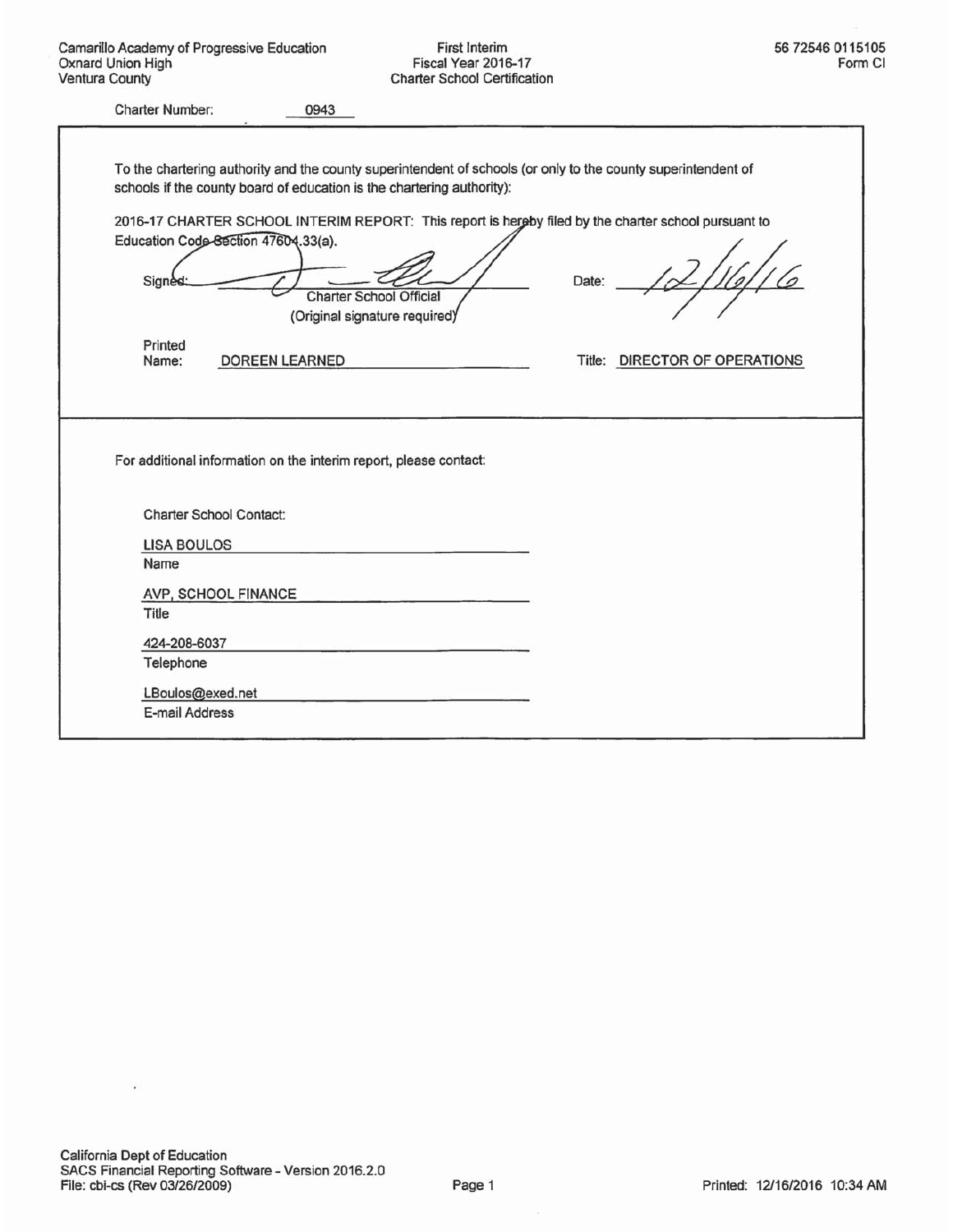Camarillo Academy of Progressive Education
Oxnard Union High
Ventura County

First Interim
Fiscal Year 2016-17
Charter School Certification

56 72546 0115105
Form CI

Charter Number: 0943

To the chartering authority and the county superintendent of schools (or only to the county superintendent of schools if the county board of education is the chartering authority):

2016-17 CHARTER SCHOOL INTERIM REPORT: This report is hereby filed by the charter school pursuant to Education Code Section 47604.33(a).

Signed: ______________________ Date: 12/16/16
Charter School Official
(Original signature required)

Printed Name: DOREEN LEARNED
Title: DIRECTOR OF OPERATIONS

For additional information on the interim report, please contact:

Charter School Contact:

LISA BOULOS
Name

AVP, SCHOOL FINANCE
Title

424-208-6037
Telephone

LBoulos@exed.net
E-mail Address

California Dept of Education
SACS Financial Reporting Software - Version 2016.2.0
File: cbi-cs (Rev 03/26/2009)

Printed: 12/16/2016 10:34 AM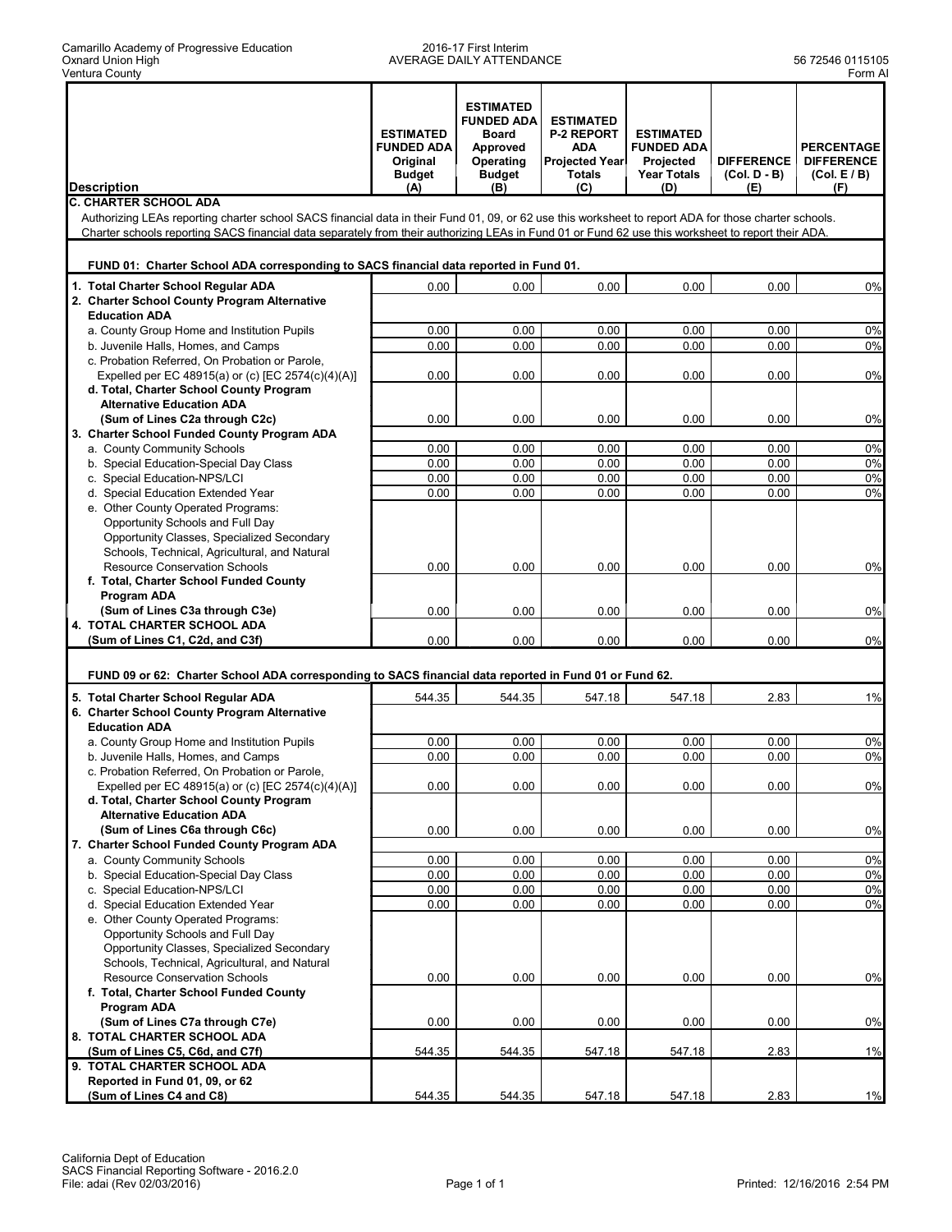Camarillo Academy of Progressive Education
Oxnard Union High
Ventura County

2016-17 First Interim
AVERAGE DAILY ATTENDANCE

56 72546 0115105
Form AI

| Description | ESTIMATED FUNDED ADA Original Budget (A) | ESTIMATED FUNDED ADA Board Approved Operating Budget (B) | ESTIMATED P-2 REPORT ADA Projected Year Totals (C) | ESTIMATED FUNDED ADA Projected Year Totals (D) | DIFFERENCE (Col. D - B) (E) | PERCENTAGE DIFFERENCE (Col. E / B) (F) |
|---|---|---|---|---|---|---|
| **C. CHARTER SCHOOL ADA** | | | | | | |
| Authorizing LEAs reporting charter school SACS financial data in their Fund 01, 09, or 62 use this worksheet to report ADA for those charter schools. Charter schools reporting SACS financial data separately from their authorizing LEAs in Fund 01 or Fund 62 use this worksheet to report their ADA. | | | | | | |
| **FUND 01: Charter School ADA corresponding to SACS financial data reported in Fund 01.** | | | | | | |
| **1. Total Charter School Regular ADA** | 0.00 | 0.00 | 0.00 | 0.00 | 0.00 | 0% |
| **2. Charter School County Program Alternative Education ADA** | | | | | | |
| a. County Group Home and Institution Pupils | 0.00 | 0.00 | 0.00 | 0.00 | 0.00 | 0% |
| b. Juvenile Halls, Homes, and Camps | 0.00 | 0.00 | 0.00 | 0.00 | 0.00 | 0% |
| c. Probation Referred, On Probation or Parole, Expelled per EC 48915(a) or (c) [EC 2574(c)(4)(A)] | 0.00 | 0.00 | 0.00 | 0.00 | 0.00 | 0% |
| **d. Total, Charter School County Program Alternative Education ADA (Sum of Lines C2a through C2c)** | 0.00 | 0.00 | 0.00 | 0.00 | 0.00 | 0% |
| **3. Charter School Funded County Program ADA** | | | | | | |
| a. County Community Schools | 0.00 | 0.00 | 0.00 | 0.00 | 0.00 | 0% |
| b. Special Education-Special Day Class | 0.00 | 0.00 | 0.00 | 0.00 | 0.00 | 0% |
| c. Special Education-NPS/LCI | 0.00 | 0.00 | 0.00 | 0.00 | 0.00 | 0% |
| d. Special Education Extended Year | 0.00 | 0.00 | 0.00 | 0.00 | 0.00 | 0% |
| e. Other County Operated Programs: Opportunity Schools and Full Day Opportunity Classes, Specialized Secondary Schools, Technical, Agricultural, and Natural Resource Conservation Schools | 0.00 | 0.00 | 0.00 | 0.00 | 0.00 | 0% |
| **f. Total, Charter School Funded County Program ADA (Sum of Lines C3a through C3e)** | 0.00 | 0.00 | 0.00 | 0.00 | 0.00 | 0% |
| **4. TOTAL CHARTER SCHOOL ADA (Sum of Lines C1, C2d, and C3f)** | 0.00 | 0.00 | 0.00 | 0.00 | 0.00 | 0% |
| **FUND 09 or 62: Charter School ADA corresponding to SACS financial data reported in Fund 01 or Fund 62.** | | | | | | |
| **5. Total Charter School Regular ADA** | 544.35 | 544.35 | 547.18 | 547.18 | 2.83 | 1% |
| **6. Charter School County Program Alternative Education ADA** | | | | | | |
| a. County Group Home and Institution Pupils | 0.00 | 0.00 | 0.00 | 0.00 | 0.00 | 0% |
| b. Juvenile Halls, Homes, and Camps | 0.00 | 0.00 | 0.00 | 0.00 | 0.00 | 0% |
| c. Probation Referred, On Probation or Parole, Expelled per EC 48915(a) or (c) [EC 2574(c)(4)(A)] | 0.00 | 0.00 | 0.00 | 0.00 | 0.00 | 0% |
| **d. Total, Charter School County Program Alternative Education ADA (Sum of Lines C6a through C6c)** | 0.00 | 0.00 | 0.00 | 0.00 | 0.00 | 0% |
| **7. Charter School Funded County Program ADA** | | | | | | |
| a. County Community Schools | 0.00 | 0.00 | 0.00 | 0.00 | 0.00 | 0% |
| b. Special Education-Special Day Class | 0.00 | 0.00 | 0.00 | 0.00 | 0.00 | 0% |
| c. Special Education-NPS/LCI | 0.00 | 0.00 | 0.00 | 0.00 | 0.00 | 0% |
| d. Special Education Extended Year | 0.00 | 0.00 | 0.00 | 0.00 | 0.00 | 0% |
| e. Other County Operated Programs: Opportunity Schools and Full Day Opportunity Classes, Specialized Secondary Schools, Technical, Agricultural, and Natural Resource Conservation Schools | 0.00 | 0.00 | 0.00 | 0.00 | 0.00 | 0% |
| **f. Total, Charter School Funded County Program ADA (Sum of Lines C7a through C7e)** | 0.00 | 0.00 | 0.00 | 0.00 | 0.00 | 0% |
| **8. TOTAL CHARTER SCHOOL ADA (Sum of Lines C5, C6d, and C7f)** | 544.35 | 544.35 | 547.18 | 547.18 | 2.83 | 1% |
| **9. TOTAL CHARTER SCHOOL ADA Reported in Fund 01, 09, or 62 (Sum of Lines C4 and C8)** | 544.35 | 544.35 | 547.18 | 547.18 | 2.83 | 1% |

California Dept of Education
SACS Financial Reporting Software - 2016.2.0
File: adai (Rev 02/03/2016)
Printed: 12/16/2016 2:54 PM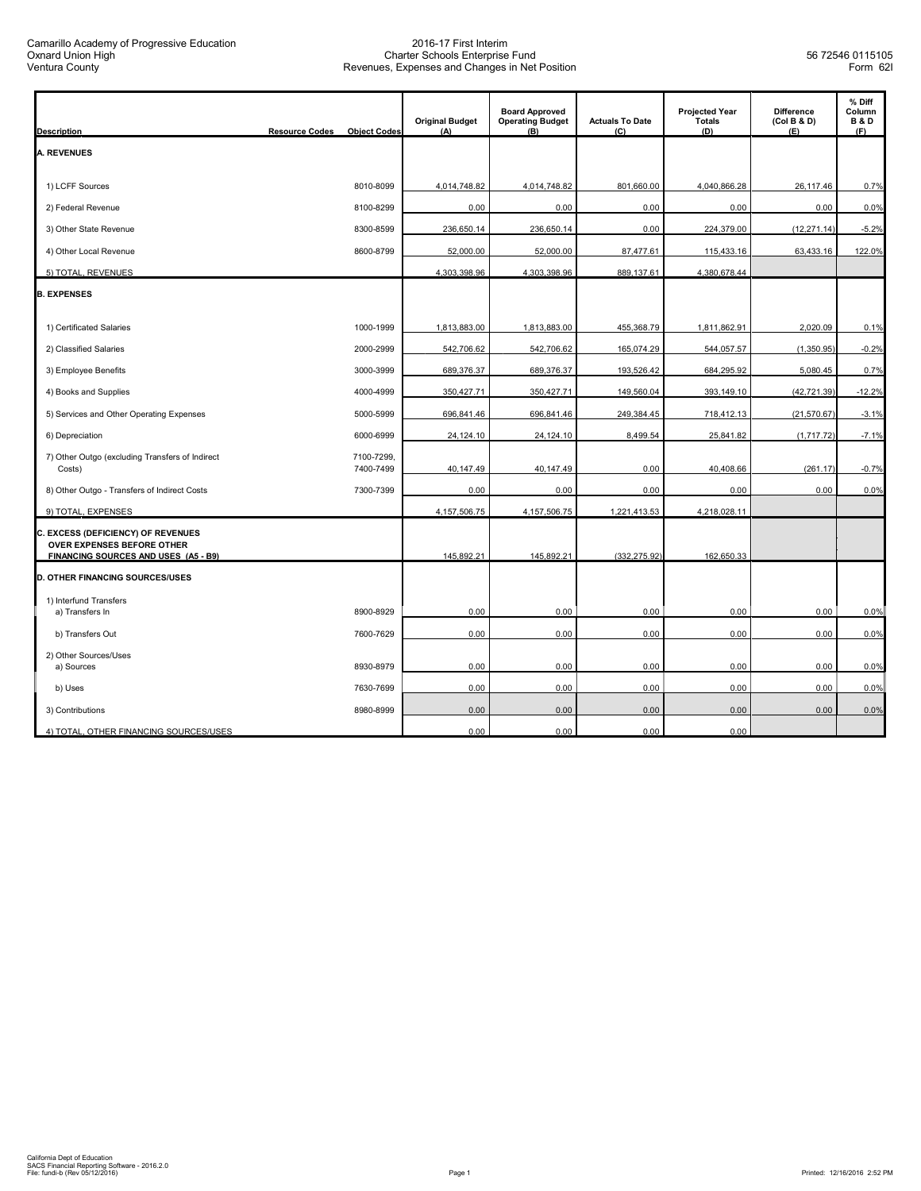Camarillo Academy of Progressive Education
Oxnard Union High
Ventura County

2016-17 First Interim
Charter Schools Enterprise Fund
Revenues, Expenses and Changes in Net Position

56 72546 0115105
Form 62I

| Description | Resource Codes | Object Codes | Original Budget (A) | Board Approved Operating Budget (B) | Actuals To Date (C) | Projected Year Totals (D) | Difference (Col B & D) (E) | % Diff Column B & D (F) |
|---|---|---|---|---|---|---|---|---|
| **A. REVENUES** | | | | | | | | |
| 1) LCFF Sources | | 8010-8099 | 4,014,748.82 | 4,014,748.82 | 801,660.00 | 4,040,866.28 | 26,117.46 | 0.7% |
| 2) Federal Revenue | | 8100-8299 | 0.00 | 0.00 | 0.00 | 0.00 | 0.00 | 0.0% |
| 3) Other State Revenue | | 8300-8599 | 236,650.14 | 236,650.14 | 0.00 | 224,379.00 | (12,271.14) | -5.2% |
| 4) Other Local Revenue | | 8600-8799 | 52,000.00 | 52,000.00 | 87,477.61 | 115,433.16 | 63,433.16 | 122.0% |
| 5) TOTAL, REVENUES | | | 4,303,398.96 | 4,303,398.96 | 889,137.61 | 4,380,678.44 | | |
| **B. EXPENSES** | | | | | | | | |
| 1) Certificated Salaries | | 1000-1999 | 1,813,883.00 | 1,813,883.00 | 455,368.79 | 1,811,862.91 | 2,020.09 | 0.1% |
| 2) Classified Salaries | | 2000-2999 | 542,706.62 | 542,706.62 | 165,074.29 | 544,057.57 | (1,350.95) | -0.2% |
| 3) Employee Benefits | | 3000-3999 | 689,376.37 | 689,376.37 | 193,526.42 | 684,295.92 | 5,080.45 | 0.7% |
| 4) Books and Supplies | | 4000-4999 | 350,427.71 | 350,427.71 | 149,560.04 | 393,149.10 | (42,721.39) | -12.2% |
| 5) Services and Other Operating Expenses | | 5000-5999 | 696,841.46 | 696,841.46 | 249,384.45 | 718,412.13 | (21,570.67) | -3.1% |
| 6) Depreciation | | 6000-6999 | 24,124.10 | 24,124.10 | 8,499.54 | 25,841.82 | (1,717.72) | -7.1% |
| 7) Other Outgo (excluding Transfers of Indirect Costs) | | 7100-7299, 7400-7499 | 40,147.49 | 40,147.49 | 0.00 | 40,408.66 | (261.17) | -0.7% |
| 8) Other Outgo - Transfers of Indirect Costs | | 7300-7399 | 0.00 | 0.00 | 0.00 | 0.00 | 0.00 | 0.0% |
| 9) TOTAL, EXPENSES | | | 4,157,506.75 | 4,157,506.75 | 1,221,413.53 | 4,218,028.11 | | |
| **C. EXCESS (DEFICIENCY) OF REVENUES OVER EXPENSES BEFORE OTHER FINANCING SOURCES AND USES (A5 - B9)** | | | 145,892.21 | 145,892.21 | (332,275.92) | 162,650.33 | | |
| **D. OTHER FINANCING SOURCES/USES** | | | | | | | | |
| 1) Interfund Transfers<br>a) Transfers In | | 8900-8929 | 0.00 | 0.00 | 0.00 | 0.00 | 0.00 | 0.0% |
| b) Transfers Out | | 7600-7629 | 0.00 | 0.00 | 0.00 | 0.00 | 0.00 | 0.0% |
| 2) Other Sources/Uses<br>a) Sources | | 8930-8979 | 0.00 | 0.00 | 0.00 | 0.00 | 0.00 | 0.0% |
| b) Uses | | 7630-7699 | 0.00 | 0.00 | 0.00 | 0.00 | 0.00 | 0.0% |
| 3) Contributions | | 8980-8999 | 0.00 | 0.00 | 0.00 | 0.00 | 0.00 | 0.0% |
| 4) TOTAL, OTHER FINANCING SOURCES/USES | | | 0.00 | 0.00 | 0.00 | 0.00 | | |

California Dept of Education
SACS Financial Reporting Software - 2016.2.0
File: fundi-b (Rev 05/12/2016)

Printed: 12/16/2016 2:52 PM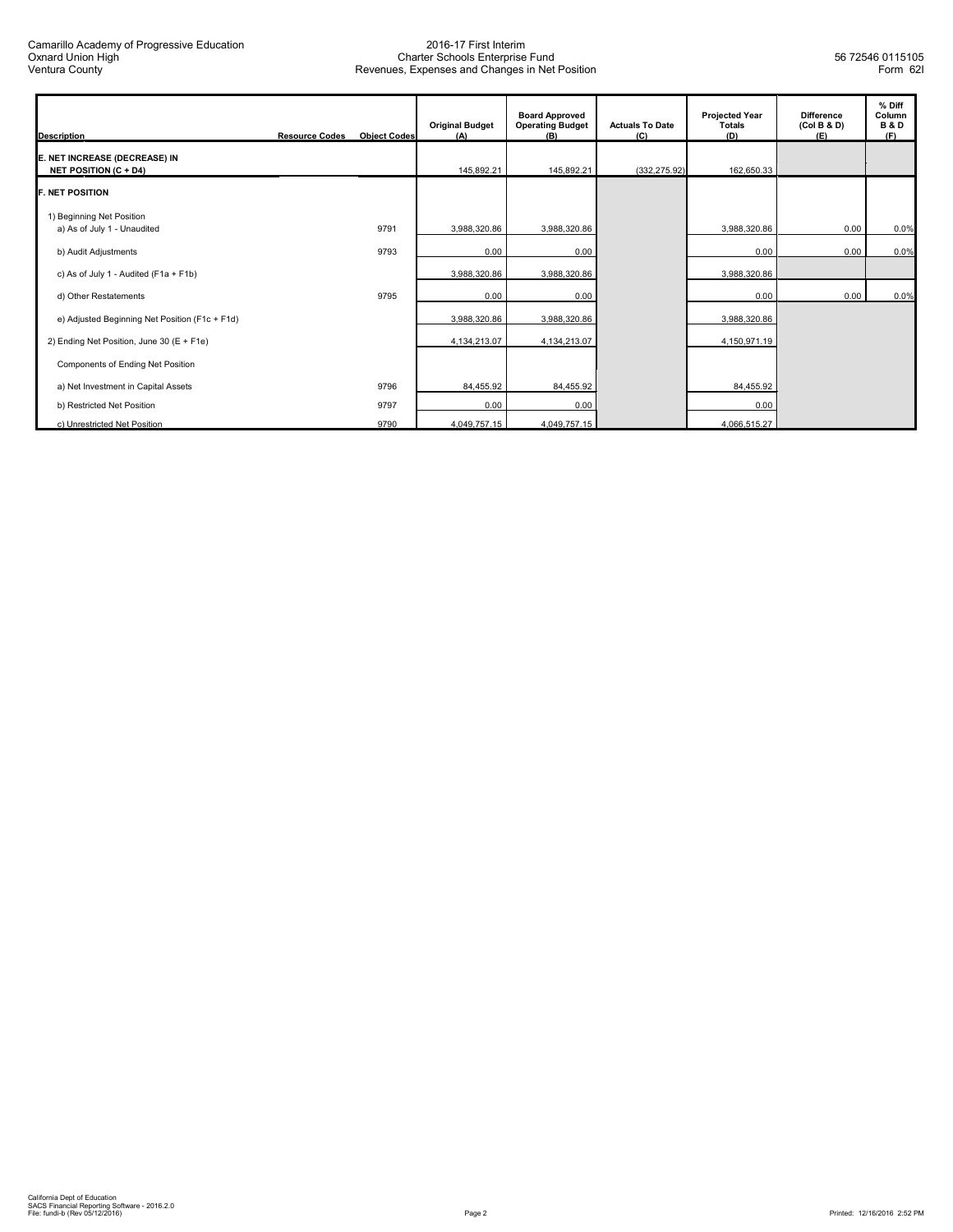Camarillo Academy of Progressive Education
Oxnard Union High
Ventura County

2016-17 First Interim
Charter Schools Enterprise Fund
Revenues, Expenses and Changes in Net Position

56 72546 0115105
Form 62I

| Description | Resource Codes | Object Codes | Original Budget (A) | Board Approved Operating Budget (B) | Actuals To Date (C) | Projected Year Totals (D) | Difference (Col B & D) (E) | % Diff Column B & D (F) |
|---|---|---|---|---|---|---|---|---|
| **E. NET INCREASE (DECREASE) IN NET POSITION (C + D4)** | | | 145,892.21 | 145,892.21 | (332,275.92) | 162,650.33 | | |
| **F. NET POSITION** | | | | | | | | |
| 1) Beginning Net Position | | | | | | | | |
| a) As of July 1 - Unaudited | | 9791 | 3,988,320.86 | 3,988,320.86 | | 3,988,320.86 | 0.00 | 0.0% |
| b) Audit Adjustments | | 9793 | 0.00 | 0.00 | | 0.00 | 0.00 | 0.0% |
| c) As of July 1 - Audited (F1a + F1b) | | | 3,988,320.86 | 3,988,320.86 | | 3,988,320.86 | | |
| d) Other Restatements | | 9795 | 0.00 | 0.00 | | 0.00 | 0.00 | 0.0% |
| e) Adjusted Beginning Net Position (F1c + F1d) | | | 3,988,320.86 | 3,988,320.86 | | 3,988,320.86 | | |
| 2) Ending Net Position, June 30 (E + F1e) | | | 4,134,213.07 | 4,134,213.07 | | 4,150,971.19 | | |
| Components of Ending Net Position | | | | | | | | |
| a) Net Investment in Capital Assets | | 9796 | 84,455.92 | 84,455.92 | | 84,455.92 | | |
| b) Restricted Net Position | | 9797 | 0.00 | 0.00 | | 0.00 | | |
| c) Unrestricted Net Position | | 9790 | 4,049,757.15 | 4,049,757.15 | | 4,066,515.27 | | |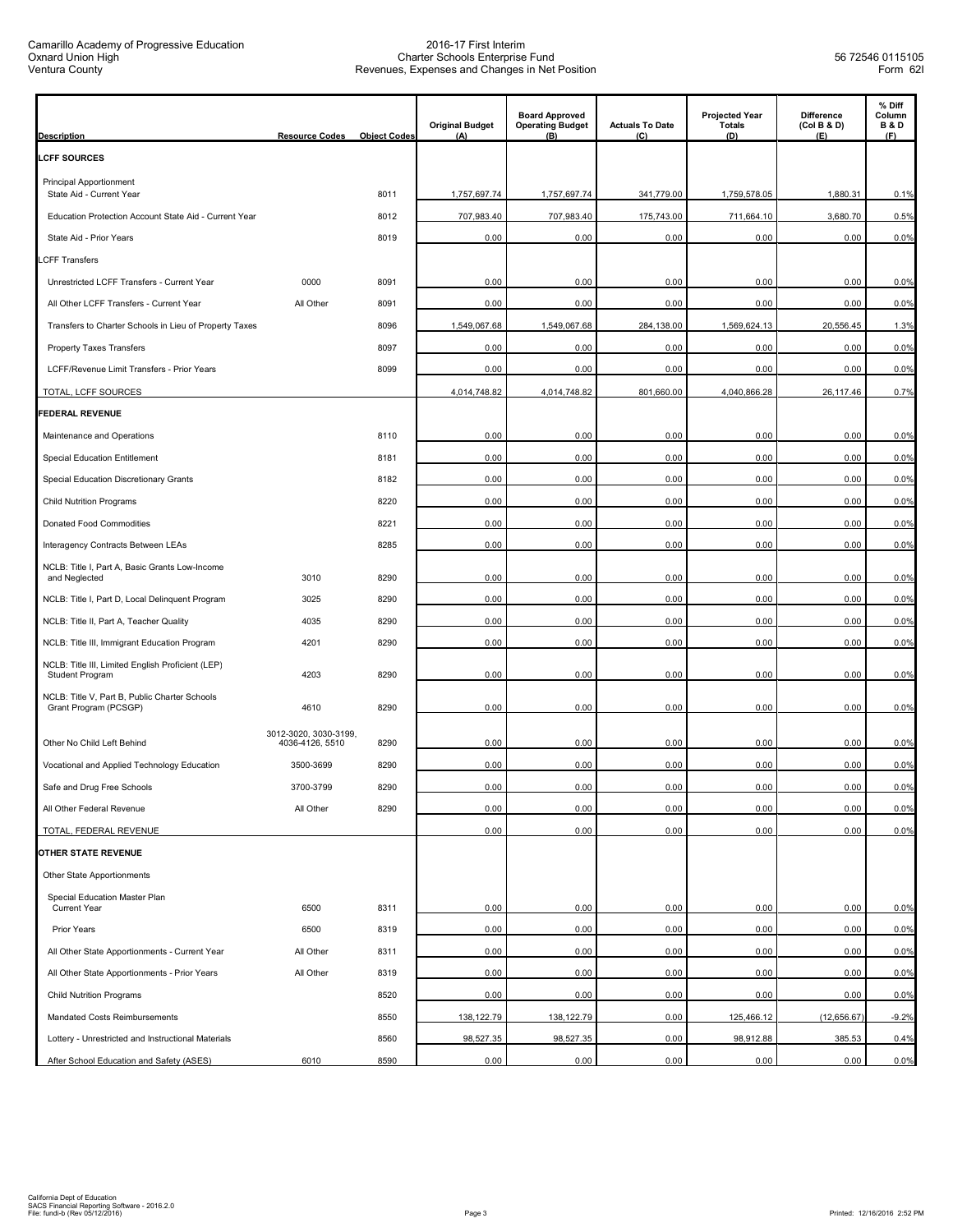Camarillo Academy of Progressive Education
Oxnard Union High
Ventura County

2016-17 First Interim
Charter Schools Enterprise Fund
Revenues, Expenses and Changes in Net Position

56 72546 0115105
Form 62I

| Description | Resource Codes | Object Codes | Original Budget (A) | Board Approved Operating Budget (B) | Actuals To Date (C) | Projected Year Totals (D) | Difference (Col B & D) (E) | % Diff Column B & D (F) |
|---|---|---|---|---|---|---|---|---|
| **LCFF SOURCES** | | | | | | | | |
| Principal Apportionment | | | | | | | | |
| State Aid - Current Year | | 8011 | 1,757,697.74 | 1,757,697.74 | 341,779.00 | 1,759,578.05 | 1,880.31 | 0.1% |
| Education Protection Account State Aid - Current Year | | 8012 | 707,983.40 | 707,983.40 | 175,743.00 | 711,664.10 | 3,680.70 | 0.5% |
| State Aid - Prior Years | | 8019 | 0.00 | 0.00 | 0.00 | 0.00 | 0.00 | 0.0% |
| LCFF Transfers | | | | | | | | |
| Unrestricted LCFF Transfers - Current Year | 0000 | 8091 | 0.00 | 0.00 | 0.00 | 0.00 | 0.00 | 0.0% |
| All Other LCFF Transfers - Current Year | All Other | 8091 | 0.00 | 0.00 | 0.00 | 0.00 | 0.00 | 0.0% |
| Transfers to Charter Schools in Lieu of Property Taxes | | 8096 | 1,549,067.68 | 1,549,067.68 | 284,138.00 | 1,569,624.13 | 20,556.45 | 1.3% |
| Property Taxes Transfers | | 8097 | 0.00 | 0.00 | 0.00 | 0.00 | 0.00 | 0.0% |
| LCFF/Revenue Limit Transfers - Prior Years | | 8099 | 0.00 | 0.00 | 0.00 | 0.00 | 0.00 | 0.0% |
| TOTAL, LCFF SOURCES | | | 4,014,748.82 | 4,014,748.82 | 801,660.00 | 4,040,866.28 | 26,117.46 | 0.7% |
| **FEDERAL REVENUE** | | | | | | | | |
| Maintenance and Operations | | 8110 | 0.00 | 0.00 | 0.00 | 0.00 | 0.00 | 0.0% |
| Special Education Entitlement | | 8181 | 0.00 | 0.00 | 0.00 | 0.00 | 0.00 | 0.0% |
| Special Education Discretionary Grants | | 8182 | 0.00 | 0.00 | 0.00 | 0.00 | 0.00 | 0.0% |
| Child Nutrition Programs | | 8220 | 0.00 | 0.00 | 0.00 | 0.00 | 0.00 | 0.0% |
| Donated Food Commodities | | 8221 | 0.00 | 0.00 | 0.00 | 0.00 | 0.00 | 0.0% |
| Interagency Contracts Between LEAs | | 8285 | 0.00 | 0.00 | 0.00 | 0.00 | 0.00 | 0.0% |
| NCLB: Title I, Part A, Basic Grants Low-Income and Neglected | 3010 | 8290 | 0.00 | 0.00 | 0.00 | 0.00 | 0.00 | 0.0% |
| NCLB: Title I, Part D, Local Delinquent Program | 3025 | 8290 | 0.00 | 0.00 | 0.00 | 0.00 | 0.00 | 0.0% |
| NCLB: Title II, Part A, Teacher Quality | 4035 | 8290 | 0.00 | 0.00 | 0.00 | 0.00 | 0.00 | 0.0% |
| NCLB: Title III, Immigrant Education Program | 4201 | 8290 | 0.00 | 0.00 | 0.00 | 0.00 | 0.00 | 0.0% |
| NCLB: Title III, Limited English Proficient (LEP) Student Program | 4203 | 8290 | 0.00 | 0.00 | 0.00 | 0.00 | 0.00 | 0.0% |
| NCLB: Title V, Part B, Public Charter Schools Grant Program (PCSGP) | 4610 | 8290 | 0.00 | 0.00 | 0.00 | 0.00 | 0.00 | 0.0% |
| Other No Child Left Behind | 3012-3020, 3030-3199, 4036-4126, 5510 | 8290 | 0.00 | 0.00 | 0.00 | 0.00 | 0.00 | 0.0% |
| Vocational and Applied Technology Education | 3500-3699 | 8290 | 0.00 | 0.00 | 0.00 | 0.00 | 0.00 | 0.0% |
| Safe and Drug Free Schools | 3700-3799 | 8290 | 0.00 | 0.00 | 0.00 | 0.00 | 0.00 | 0.0% |
| All Other Federal Revenue | All Other | 8290 | 0.00 | 0.00 | 0.00 | 0.00 | 0.00 | 0.0% |
| TOTAL, FEDERAL REVENUE | | | 0.00 | 0.00 | 0.00 | 0.00 | 0.00 | 0.0% |
| **OTHER STATE REVENUE** | | | | | | | | |
| Other State Apportionments | | | | | | | | |
| Special Education Master Plan Current Year | 6500 | 8311 | 0.00 | 0.00 | 0.00 | 0.00 | 0.00 | 0.0% |
| Prior Years | 6500 | 8319 | 0.00 | 0.00 | 0.00 | 0.00 | 0.00 | 0.0% |
| All Other State Apportionments - Current Year | All Other | 8311 | 0.00 | 0.00 | 0.00 | 0.00 | 0.00 | 0.0% |
| All Other State Apportionments - Prior Years | All Other | 8319 | 0.00 | 0.00 | 0.00 | 0.00 | 0.00 | 0.0% |
| Child Nutrition Programs | | 8520 | 0.00 | 0.00 | 0.00 | 0.00 | 0.00 | 0.0% |
| Mandated Costs Reimbursements | | 8550 | 138,122.79 | 138,122.79 | 0.00 | 125,466.12 | (12,656.67) | -9.2% |
| Lottery - Unrestricted and Instructional Materials | | 8560 | 98,527.35 | 98,527.35 | 0.00 | 98,912.88 | 385.53 | 0.4% |
| After School Education and Safety (ASES) | 6010 | 8590 | 0.00 | 0.00 | 0.00 | 0.00 | 0.00 | 0.0% |

California Dept of Education
SACS Financial Reporting Software - 2016.2.0
File: fundi-b (Rev 05/12/2016)

Printed: 12/16/2016 2:52 PM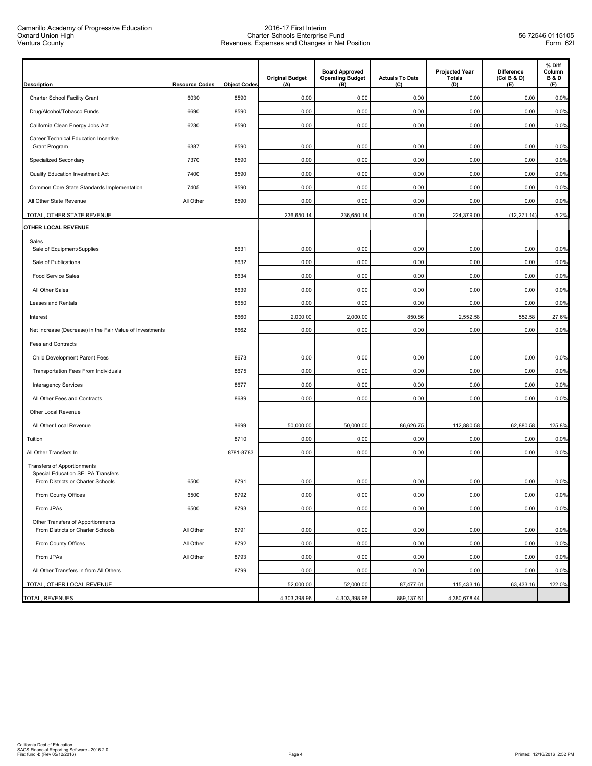Camarillo Academy of Progressive Education
Oxnard Union High
Ventura County

2016-17 First Interim
Charter Schools Enterprise Fund
Revenues, Expenses and Changes in Net Position

56 72546 0115105
Form 62I

| Description | Resource Codes | Object Codes | Original Budget (A) | Board Approved Operating Budget (B) | Actuals To Date (C) | Projected Year Totals (D) | Difference (Col B & D) (E) | % Diff Column B & D (F) |
|---|---|---|---|---|---|---|---|---|
| Charter School Facility Grant | 6030 | 8590 | 0.00 | 0.00 | 0.00 | 0.00 | 0.00 | 0.0% |
| Drug/Alcohol/Tobacco Funds | 6690 | 8590 | 0.00 | 0.00 | 0.00 | 0.00 | 0.00 | 0.0% |
| California Clean Energy Jobs Act | 6230 | 8590 | 0.00 | 0.00 | 0.00 | 0.00 | 0.00 | 0.0% |
| Career Technical Education Incentive Grant Program | 6387 | 8590 | 0.00 | 0.00 | 0.00 | 0.00 | 0.00 | 0.0% |
| Specialized Secondary | 7370 | 8590 | 0.00 | 0.00 | 0.00 | 0.00 | 0.00 | 0.0% |
| Quality Education Investment Act | 7400 | 8590 | 0.00 | 0.00 | 0.00 | 0.00 | 0.00 | 0.0% |
| Common Core State Standards Implementation | 7405 | 8590 | 0.00 | 0.00 | 0.00 | 0.00 | 0.00 | 0.0% |
| All Other State Revenue | All Other | 8590 | 0.00 | 0.00 | 0.00 | 0.00 | 0.00 | 0.0% |
| TOTAL, OTHER STATE REVENUE | | | 236,650.14 | 236,650.14 | 0.00 | 224,379.00 | (12,271.14) | -5.2% |
| **OTHER LOCAL REVENUE** | | | | | | | | |
| Sales | | | | | | | | |
| Sale of Equipment/Supplies | | 8631 | 0.00 | 0.00 | 0.00 | 0.00 | 0.00 | 0.0% |
| Sale of Publications | | 8632 | 0.00 | 0.00 | 0.00 | 0.00 | 0.00 | 0.0% |
| Food Service Sales | | 8634 | 0.00 | 0.00 | 0.00 | 0.00 | 0.00 | 0.0% |
| All Other Sales | | 8639 | 0.00 | 0.00 | 0.00 | 0.00 | 0.00 | 0.0% |
| Leases and Rentals | | 8650 | 0.00 | 0.00 | 0.00 | 0.00 | 0.00 | 0.0% |
| Interest | | 8660 | 2,000.00 | 2,000.00 | 850.86 | 2,552.58 | 552.58 | 27.6% |
| Net Increase (Decrease) in the Fair Value of Investments | | 8662 | 0.00 | 0.00 | 0.00 | 0.00 | 0.00 | 0.0% |
| Fees and Contracts | | | | | | | | |
| Child Development Parent Fees | | 8673 | 0.00 | 0.00 | 0.00 | 0.00 | 0.00 | 0.0% |
| Transportation Fees From Individuals | | 8675 | 0.00 | 0.00 | 0.00 | 0.00 | 0.00 | 0.0% |
| Interagency Services | | 8677 | 0.00 | 0.00 | 0.00 | 0.00 | 0.00 | 0.0% |
| All Other Fees and Contracts | | 8689 | 0.00 | 0.00 | 0.00 | 0.00 | 0.00 | 0.0% |
| Other Local Revenue | | | | | | | | |
| All Other Local Revenue | | 8699 | 50,000.00 | 50,000.00 | 86,626.75 | 112,880.58 | 62,880.58 | 125.8% |
| Tuition | | 8710 | 0.00 | 0.00 | 0.00 | 0.00 | 0.00 | 0.0% |
| All Other Transfers In | | 8781-8783 | 0.00 | 0.00 | 0.00 | 0.00 | 0.00 | 0.0% |
| Transfers of Apportionments | | | | | | | | |
| Special Education SELPA Transfers | | | | | | | | |
| From Districts or Charter Schools | 6500 | 8791 | 0.00 | 0.00 | 0.00 | 0.00 | 0.00 | 0.0% |
| From County Offices | 6500 | 8792 | 0.00 | 0.00 | 0.00 | 0.00 | 0.00 | 0.0% |
| From JPAs | 6500 | 8793 | 0.00 | 0.00 | 0.00 | 0.00 | 0.00 | 0.0% |
| Other Transfers of Apportionments | | | | | | | | |
| From Districts or Charter Schools | All Other | 8791 | 0.00 | 0.00 | 0.00 | 0.00 | 0.00 | 0.0% |
| From County Offices | All Other | 8792 | 0.00 | 0.00 | 0.00 | 0.00 | 0.00 | 0.0% |
| From JPAs | All Other | 8793 | 0.00 | 0.00 | 0.00 | 0.00 | 0.00 | 0.0% |
| All Other Transfers In from All Others | | 8799 | 0.00 | 0.00 | 0.00 | 0.00 | 0.00 | 0.0% |
| TOTAL, OTHER LOCAL REVENUE | | | 52,000.00 | 52,000.00 | 87,477.61 | 115,433.16 | 63,433.16 | 122.0% |
| TOTAL, REVENUES | | | 4,303,398.96 | 4,303,398.96 | 889,137.61 | 4,380,678.44 | | |

California Dept of Education
SACS Financial Reporting Software - 2016.2.0
File: fundi-b (Rev 05/12/2016)

Printed: 12/16/2016 2:52 PM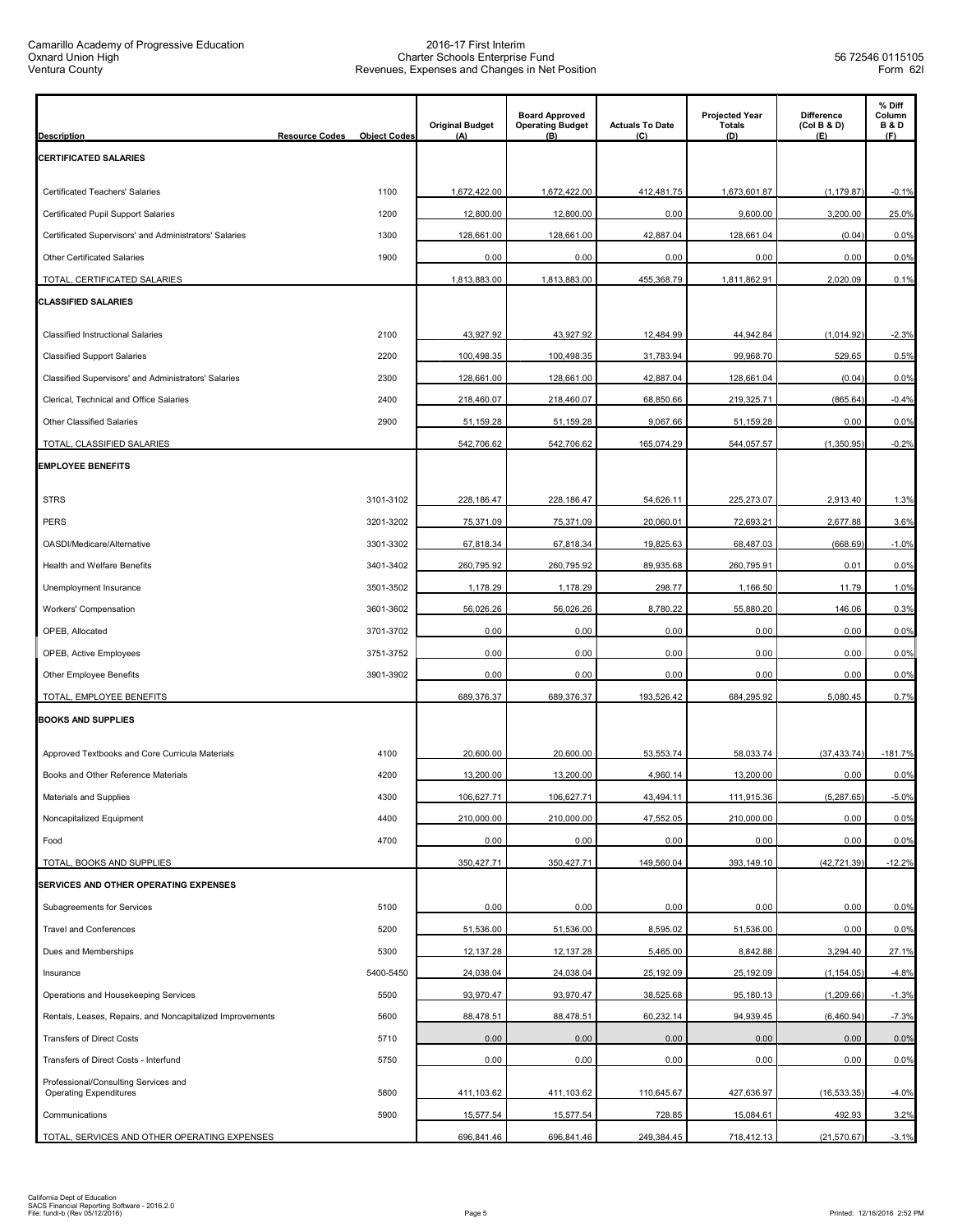Camarillo Academy of Progressive Education
Oxnard Union High
Ventura County

2016-17 First Interim
Charter Schools Enterprise Fund
Revenues, Expenses and Changes in Net Position

56 72546 0115105
Form 62I

| Description | Resource Codes | Object Codes | Original Budget (A) | Board Approved Operating Budget (B) | Actuals To Date (C) | Projected Year Totals (D) | Difference (Col B & D) (E) | % Diff Column B & D (F) |
|---|---|---|---|---|---|---|---|---|
| **CERTIFICATED SALARIES** | | | | | | | | |
| Certificated Teachers' Salaries | | 1100 | 1,672,422.00 | 1,672,422.00 | 412,481.75 | 1,673,601.87 | (1,179.87) | -0.1% |
| Certificated Pupil Support Salaries | | 1200 | 12,800.00 | 12,800.00 | 0.00 | 9,600.00 | 3,200.00 | 25.0% |
| Certificated Supervisors' and Administrators' Salaries | | 1300 | 128,661.00 | 128,661.00 | 42,887.04 | 128,661.04 | (0.04) | 0.0% |
| Other Certificated Salaries | | 1900 | 0.00 | 0.00 | 0.00 | 0.00 | 0.00 | 0.0% |
| TOTAL, CERTIFICATED SALARIES | | | 1,813,883.00 | 1,813,883.00 | 455,368.79 | 1,811,862.91 | 2,020.09 | 0.1% |
| **CLASSIFIED SALARIES** | | | | | | | | |
| Classified Instructional Salaries | | 2100 | 43,927.92 | 43,927.92 | 12,484.99 | 44,942.84 | (1,014.92) | -2.3% |
| Classified Support Salaries | | 2200 | 100,498.35 | 100,498.35 | 31,783.94 | 99,968.70 | 529.65 | 0.5% |
| Classified Supervisors' and Administrators' Salaries | | 2300 | 128,661.00 | 128,661.00 | 42,887.04 | 128,661.04 | (0.04) | 0.0% |
| Clerical, Technical and Office Salaries | | 2400 | 218,460.07 | 218,460.07 | 68,850.66 | 219,325.71 | (865.64) | -0.4% |
| Other Classified Salaries | | 2900 | 51,159.28 | 51,159.28 | 9,067.66 | 51,159.28 | 0.00 | 0.0% |
| TOTAL, CLASSIFIED SALARIES | | | 542,706.62 | 542,706.62 | 165,074.29 | 544,057.57 | (1,350.95) | -0.2% |
| **EMPLOYEE BENEFITS** | | | | | | | | |
| STRS | | 3101-3102 | 228,186.47 | 228,186.47 | 54,626.11 | 225,273.07 | 2,913.40 | 1.3% |
| PERS | | 3201-3202 | 75,371.09 | 75,371.09 | 20,060.01 | 72,693.21 | 2,677.88 | 3.6% |
| OASDI/Medicare/Alternative | | 3301-3302 | 67,818.34 | 67,818.34 | 19,825.63 | 68,487.03 | (668.69) | -1.0% |
| Health and Welfare Benefits | | 3401-3402 | 260,795.92 | 260,795.92 | 89,935.68 | 260,795.91 | 0.01 | 0.0% |
| Unemployment Insurance | | 3501-3502 | 1,178.29 | 1,178.29 | 298.77 | 1,166.50 | 11.79 | 1.0% |
| Workers' Compensation | | 3601-3602 | 56,026.26 | 56,026.26 | 8,780.22 | 55,880.20 | 146.06 | 0.3% |
| OPEB, Allocated | | 3701-3702 | 0.00 | 0.00 | 0.00 | 0.00 | 0.00 | 0.0% |
| OPEB, Active Employees | | 3751-3752 | 0.00 | 0.00 | 0.00 | 0.00 | 0.00 | 0.0% |
| Other Employee Benefits | | 3901-3902 | 0.00 | 0.00 | 0.00 | 0.00 | 0.00 | 0.0% |
| TOTAL, EMPLOYEE BENEFITS | | | 689,376.37 | 689,376.37 | 193,526.42 | 684,295.92 | 5,080.45 | 0.7% |
| **BOOKS AND SUPPLIES** | | | | | | | | |
| Approved Textbooks and Core Curricula Materials | | 4100 | 20,600.00 | 20,600.00 | 53,553.74 | 58,033.74 | (37,433.74) | -181.7% |
| Books and Other Reference Materials | | 4200 | 13,200.00 | 13,200.00 | 4,960.14 | 13,200.00 | 0.00 | 0.0% |
| Materials and Supplies | | 4300 | 106,627.71 | 106,627.71 | 43,494.11 | 111,915.36 | (5,287.65) | -5.0% |
| Noncapitalized Equipment | | 4400 | 210,000.00 | 210,000.00 | 47,552.05 | 210,000.00 | 0.00 | 0.0% |
| Food | | 4700 | 0.00 | 0.00 | 0.00 | 0.00 | 0.00 | 0.0% |
| TOTAL, BOOKS AND SUPPLIES | | | 350,427.71 | 350,427.71 | 149,560.04 | 393,149.10 | (42,721.39) | -12.2% |
| **SERVICES AND OTHER OPERATING EXPENSES** | | | | | | | | |
| Subagreements for Services | | 5100 | 0.00 | 0.00 | 0.00 | 0.00 | 0.00 | 0.0% |
| Travel and Conferences | | 5200 | 51,536.00 | 51,536.00 | 8,595.02 | 51,536.00 | 0.00 | 0.0% |
| Dues and Memberships | | 5300 | 12,137.28 | 12,137.28 | 5,465.00 | 8,842.88 | 3,294.40 | 27.1% |
| Insurance | | 5400-5450 | 24,038.04 | 24,038.04 | 25,192.09 | 25,192.09 | (1,154.05) | -4.8% |
| Operations and Housekeeping Services | | 5500 | 93,970.47 | 93,970.47 | 38,525.68 | 95,180.13 | (1,209.66) | -1.3% |
| Rentals, Leases, Repairs, and Noncapitalized Improvements | | 5600 | 88,478.51 | 88,478.51 | 60,232.14 | 94,939.45 | (6,460.94) | -7.3% |
| Transfers of Direct Costs | | 5710 | 0.00 | 0.00 | 0.00 | 0.00 | 0.00 | 0.0% |
| Transfers of Direct Costs - Interfund | | 5750 | 0.00 | 0.00 | 0.00 | 0.00 | 0.00 | 0.0% |
| Professional/Consulting Services and Operating Expenditures | | 5800 | 411,103.62 | 411,103.62 | 110,645.67 | 427,636.97 | (16,533.35) | -4.0% |
| Communications | | 5900 | 15,577.54 | 15,577.54 | 728.85 | 15,084.61 | 492.93 | 3.2% |
| TOTAL, SERVICES AND OTHER OPERATING EXPENSES | | | 696,841.46 | 696,841.46 | 249,384.45 | 718,412.13 | (21,570.67) | -3.1% |

California Dept of Education
SACS Financial Reporting Software - 2016.2.0
File: fundi-b (Rev 05/12/2016)

Printed: 12/16/2016 2:52 PM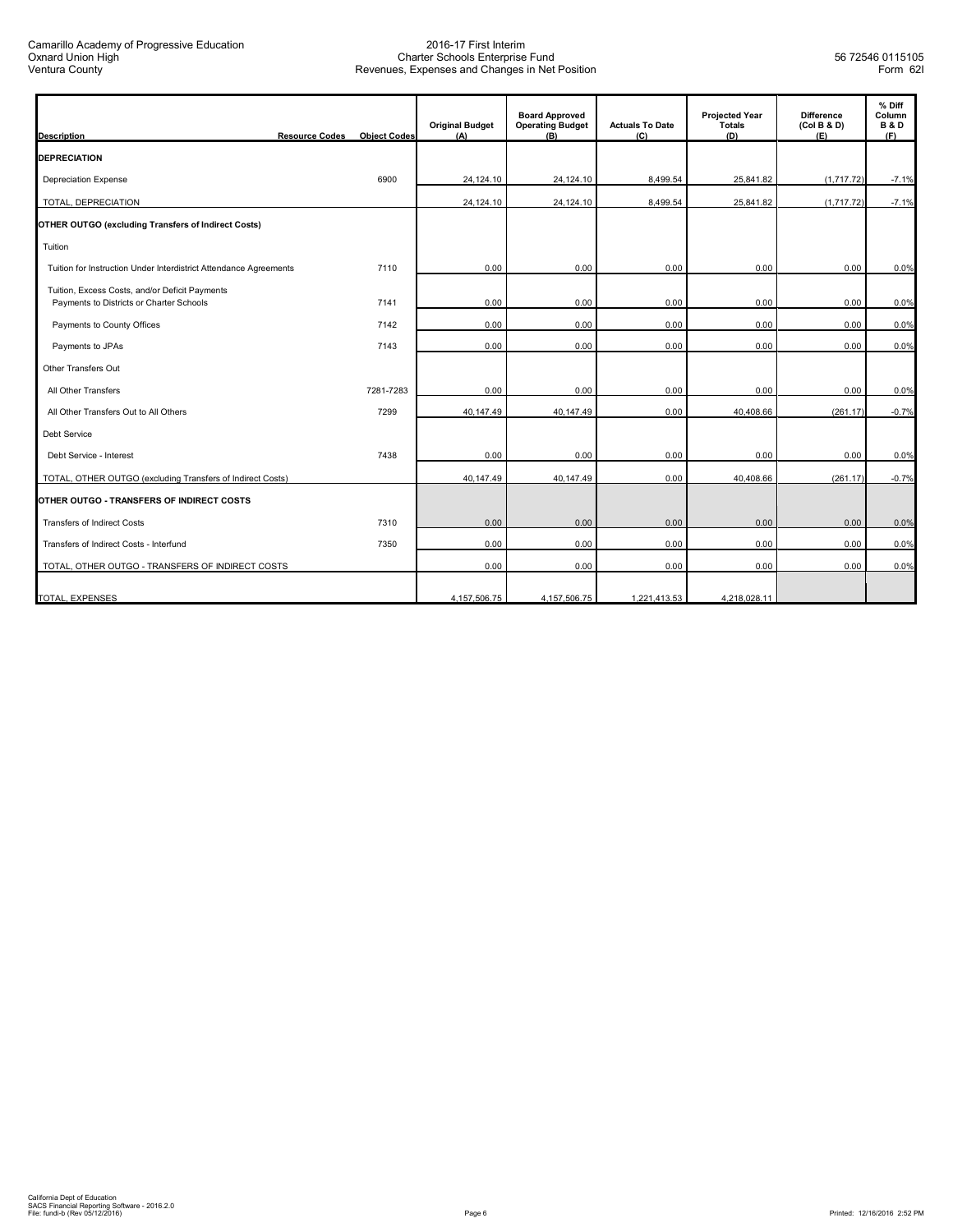| Description | Resource Codes | Object Codes | Original Budget (A) | Board Approved Operating Budget (B) | Actuals To Date (C) | Projected Year Totals (D) | Difference (Col B & D) (E) | % Diff Column B & D (F) |
|---|---|---|---|---|---|---|---|---|
| **DEPRECIATION** | | | | | | | | |
| Depreciation Expense | | 6900 | 24,124.10 | 24,124.10 | 8,499.54 | 25,841.82 | (1,717.72) | -7.1% |
| TOTAL, DEPRECIATION | | | 24,124.10 | 24,124.10 | 8,499.54 | 25,841.82 | (1,717.72) | -7.1% |
| **OTHER OUTGO (excluding Transfers of Indirect Costs)** | | | | | | | | |
| Tuition | | | | | | | | |
| Tuition for Instruction Under Interdistrict Attendance Agreements | | 7110 | 0.00 | 0.00 | 0.00 | 0.00 | 0.00 | 0.0% |
| Tuition, Excess Costs, and/or Deficit Payments Payments to Districts or Charter Schools | | 7141 | 0.00 | 0.00 | 0.00 | 0.00 | 0.00 | 0.0% |
| Payments to County Offices | | 7142 | 0.00 | 0.00 | 0.00 | 0.00 | 0.00 | 0.0% |
| Payments to JPAs | | 7143 | 0.00 | 0.00 | 0.00 | 0.00 | 0.00 | 0.0% |
| Other Transfers Out | | | | | | | | |
| All Other Transfers | | 7281-7283 | 0.00 | 0.00 | 0.00 | 0.00 | 0.00 | 0.0% |
| All Other Transfers Out to All Others | | 7299 | 40,147.49 | 40,147.49 | 0.00 | 40,408.66 | (261.17) | -0.7% |
| Debt Service | | | | | | | | |
| Debt Service - Interest | | 7438 | 0.00 | 0.00 | 0.00 | 0.00 | 0.00 | 0.0% |
| TOTAL, OTHER OUTGO (excluding Transfers of Indirect Costs) | | | 40,147.49 | 40,147.49 | 0.00 | 40,408.66 | (261.17) | -0.7% |
| **OTHER OUTGO - TRANSFERS OF INDIRECT COSTS** | | | | | | | | |
| Transfers of Indirect Costs | | 7310 | 0.00 | 0.00 | 0.00 | 0.00 | 0.00 | 0.0% |
| Transfers of Indirect Costs - Interfund | | 7350 | 0.00 | 0.00 | 0.00 | 0.00 | 0.00 | 0.0% |
| TOTAL, OTHER OUTGO - TRANSFERS OF INDIRECT COSTS | | | 0.00 | 0.00 | 0.00 | 0.00 | 0.00 | 0.0% |
| TOTAL, EXPENSES | | | 4,157,506.75 | 4,157,506.75 | 1,221,413.53 | 4,218,028.11 | | |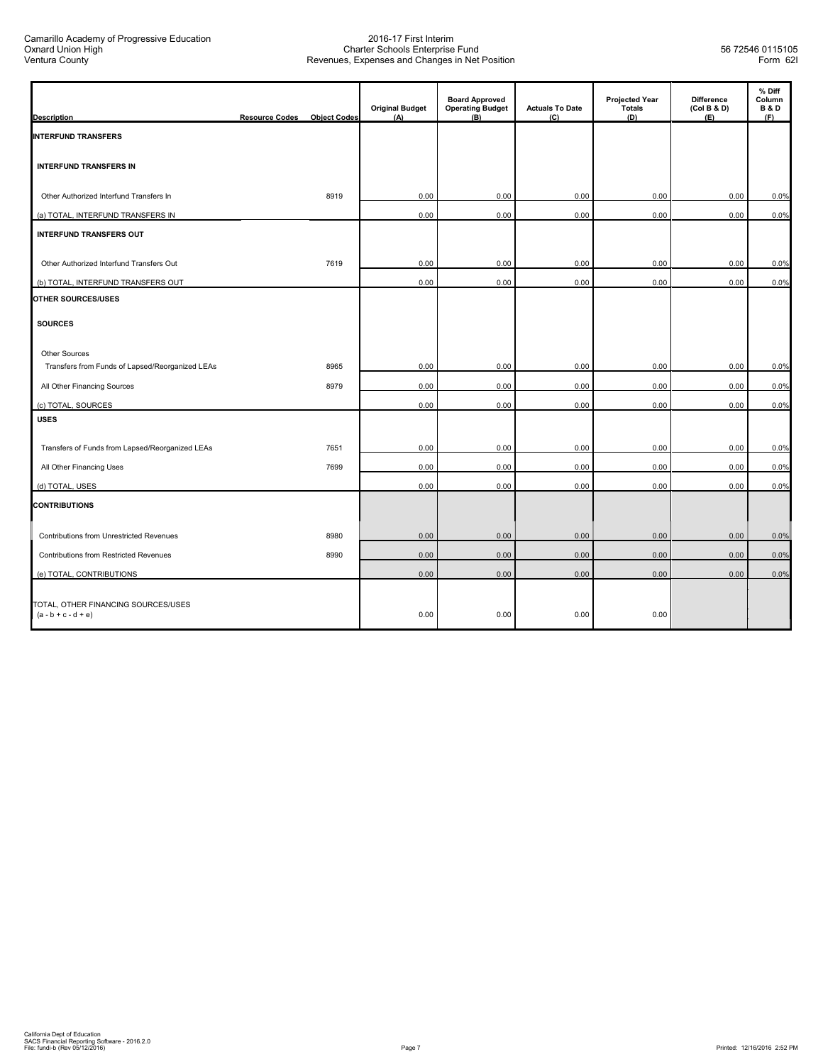Camarillo Academy of Progressive Education
Oxnard Union High
Ventura County

2016-17 First Interim
Charter Schools Enterprise Fund
Revenues, Expenses and Changes in Net Position

56 72546 0115105
Form 62I

| Description | Resource Codes | Object Codes | Original Budget (A) | Board Approved Operating Budget (B) | Actuals To Date (C) | Projected Year Totals (D) | Difference (Col B & D) (E) | % Diff Column B & D (F) |
|---|---|---|---|---|---|---|---|---|
| **INTERFUND TRANSFERS** | | | | | | | | |
| **INTERFUND TRANSFERS IN** | | | | | | | | |
| Other Authorized Interfund Transfers In | | 8919 | 0.00 | 0.00 | 0.00 | 0.00 | 0.00 | 0.0% |
| (a) TOTAL, INTERFUND TRANSFERS IN | | | 0.00 | 0.00 | 0.00 | 0.00 | 0.00 | 0.0% |
| **INTERFUND TRANSFERS OUT** | | | | | | | | |
| Other Authorized Interfund Transfers Out | | 7619 | 0.00 | 0.00 | 0.00 | 0.00 | 0.00 | 0.0% |
| (b) TOTAL, INTERFUND TRANSFERS OUT | | | 0.00 | 0.00 | 0.00 | 0.00 | 0.00 | 0.0% |
| **OTHER SOURCES/USES** | | | | | | | | |
| **SOURCES** | | | | | | | | |
| Other Sources | | | | | | | | |
| Transfers from Funds of Lapsed/Reorganized LEAs | | 8965 | 0.00 | 0.00 | 0.00 | 0.00 | 0.00 | 0.0% |
| All Other Financing Sources | | 8979 | 0.00 | 0.00 | 0.00 | 0.00 | 0.00 | 0.0% |
| (c) TOTAL, SOURCES | | | 0.00 | 0.00 | 0.00 | 0.00 | 0.00 | 0.0% |
| **USES** | | | | | | | | |
| Transfers of Funds from Lapsed/Reorganized LEAs | | 7651 | 0.00 | 0.00 | 0.00 | 0.00 | 0.00 | 0.0% |
| All Other Financing Uses | | 7699 | 0.00 | 0.00 | 0.00 | 0.00 | 0.00 | 0.0% |
| (d) TOTAL, USES | | | 0.00 | 0.00 | 0.00 | 0.00 | 0.00 | 0.0% |
| **CONTRIBUTIONS** | | | | | | | | |
| Contributions from Unrestricted Revenues | | 8980 | 0.00 | 0.00 | 0.00 | 0.00 | 0.00 | 0.0% |
| Contributions from Restricted Revenues | | 8990 | 0.00 | 0.00 | 0.00 | 0.00 | 0.00 | 0.0% |
| (e) TOTAL, CONTRIBUTIONS | | | 0.00 | 0.00 | 0.00 | 0.00 | 0.00 | 0.0% |
| TOTAL, OTHER FINANCING SOURCES/USES (a - b + c - d + e) | | | 0.00 | 0.00 | 0.00 | 0.00 | | |

California Dept of Education
SACS Financial Reporting Software - 2016.2.0
File: fundi-b (Rev 05/12/2016)

Printed: 12/16/2016 2:52 PM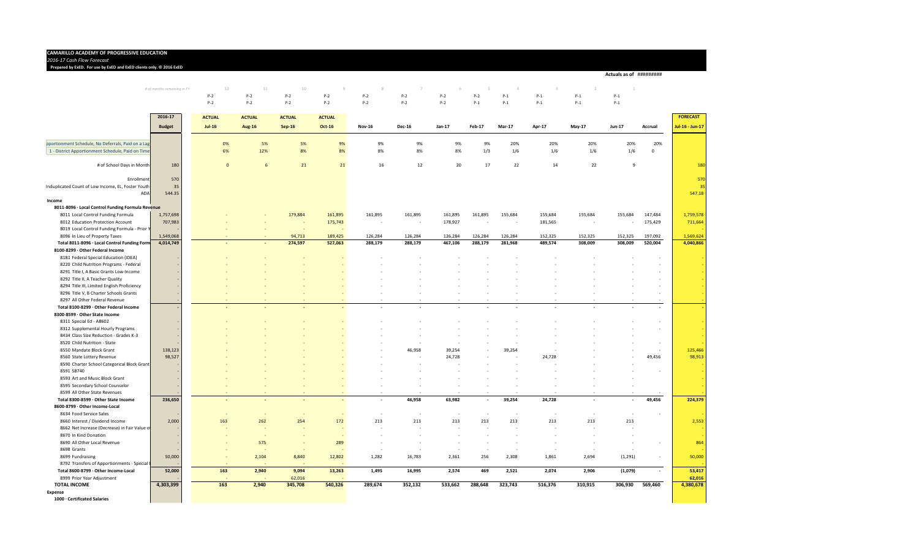**CAMARILLO ACADEMY OF PROGRESSIVE EDUCATION**

*2016-17 Cash Flow Forecast*

Prepared by ExED. For use by ExED and ExED clients only. © 2016 ExED

Actuals as of #########

| | 2016-17 Budget | ACTUAL Jul-16 | ACTUAL Aug-16 | ACTUAL Sep-16 | ACTUAL Oct-16 | Nov-16 | Dec-16 | Jan-17 | Feb-17 | Mar-17 | Apr-17 | May-17 | Jun-17 | Accrual | FORECAST Jul-16 - Jun-17 |
|---|---|---|---|---|---|---|---|---|---|---|---|---|---|---|---|
| *# of months remaining in FY* | | 12 | 11 | 10 | 9 | 8 | 7 | 6 | 5 | 4 | 3 | 2 | 1 | | |
| | | P-2 | P-2 | P-2 | P-2 | P-2 | P-2 | P-2 | P-1 | P-1 | P-1 | P-1 | P-1 | | |
| | | P-2 | P-2 | P-2 | P-2 | P-2 | P-2 | P-2 | P-2 | P-1 | P-1 | P-1 | P-1 | | |
| pportionment Schedule, No Deferrals, Paid on a Lag | | 0% | 5% | 5% | 9% | 9% | 9% | 9% | 9% | 20% | 20% | 20% | 20% | 20% | |
| 1 - District Apportionment Schedule, Paid on Time | | 6% | 12% | 8% | 8% | 8% | 8% | 8% | 1/3 | 1/6 | 1/6 | 1/6 | 1/6 | 0 | |
| # of School Days in Month | 180 | 0 | 6 | 21 | 21 | 16 | 12 | 20 | 17 | 22 | 14 | 22 | 9 | | 180 |
| Enrollment | 570 | | | | | | | | | | | | | | 570 |
| Unduplicated Count of Low Income, EL, Foster Youth | 35 | | | | | | | | | | | | | | 35 |
| ADA | 544.35 | | | | | | | | | | | | | | 547.18 |
| **Income** | | | | | | | | | | | | | | | |
| **8011-8096 · Local Control Funding Formula Revenue** | | | | | | | | | | | | | | | |
| 8011 Local Control Funding Formula | 1,757,698 | - | - | 179,884 | 161,895 | 161,895 | 161,895 | 161,895 | 161,895 | 155,684 | 155,684 | 155,684 | 155,684 | 147,484 | 1,759,578 |
| 8012 Education Protection Account | 707,983 | - | - | - | 175,743 | - | - | 178,927 | - | - | 181,565 | - | - | 175,429 | 711,664 |
| 8019 Local Control Funding Formula - Prior Y | - | - | - | - | - | | | | | | | | | | - |
| 8096 In Lieu of Property Taxes | 1,549,068 | - | - | 94,713 | 189,425 | 126,284 | 126,284 | 126,284 | 126,284 | 126,284 | 152,325 | 152,325 | 152,325 | 197,092 | 1,569,624 |
| **Total 8011-8096 · Local Control Funding Form** | **4,014,749** | **-** | **-** | **274,597** | **527,063** | **288,179** | **288,179** | **467,106** | **288,179** | **281,968** | **489,574** | **308,009** | **308,009** | **520,004** | **4,040,866** |
| **8100-8299 · Other Federal Income** | | | | | | | | | | | | | | | |
| 8181 Federal Special Education (IDEA) | - | - | - | - | - | - | - | - | - | - | - | - | - | - | - |
| 8220 Child Nutrition Programs - Federal | - | - | - | - | - | - | - | - | - | - | - | - | - | - | - |
| 8291 Title I, A Basic Grants Low-Income | - | - | - | - | - | - | - | - | - | - | - | - | - | - | - |
| 8292 Title II, A Teacher Quality | - | - | - | - | - | - | - | - | - | - | - | - | - | - | - |
| 8294 Title III, Limited English Proficiency | - | - | - | - | - | - | - | - | - | - | - | - | - | - | - |
| 8296 Title V, B Charter Schools Grants | - | - | - | - | - | - | - | - | - | - | - | - | - | - | - |
| 8297 All Other Federal Revenue | - | - | - | - | - | - | - | - | - | - | - | - | - | - | - |
| **Total 8100-8299 · Other Federal Income** | **-** | **-** | **-** | **-** | **-** | **-** | **-** | **-** | **-** | **-** | **-** | **-** | **-** | **-** | **-** |
| **8300-8599 · Other State Income** | | | | | | | | | | | | | | | |
| 8311 Special Ed - AB602 | - | - | - | - | - | - | - | - | - | - | - | - | - | - | - |
| 8312 Supplemental Hourly Programs | - | - | - | - | - | - | - | - | - | - | - | - | - | - | - |
| 8434 Class Size Reduction - Grades K-3 | - | - | - | - | - | - | - | - | - | - | - | - | - | - | - |
| 8520 Child Nutrition - State | - | - | - | - | - | - | - | - | - | - | - | - | - | - | - |
| 8550 Mandate Block Grant | 138,123 | - | - | - | - | - | 46,958 | 39,254 | - | 39,254 | - | - | - | - | 125,466 |
| 8560 State Lottery Revenue | 98,527 | - | - | - | - | - | - | 24,728 | - | - | 24,728 | - | - | 49,456 | 98,913 |
| 8590 Charter School Categorical Block Grant | - | - | - | - | - | - | - | - | - | - | - | - | - | - | - |
| 8591 SB740 | - | - | - | - | - | - | - | - | - | - | - | - | - | - | - |
| 8593 Art and Music Block Grant | - | - | - | - | - | - | - | - | - | - | - | - | - | - | - |
| 8595 Secondary School Counselor | - | - | - | - | - | - | - | - | - | - | - | - | - | - | - |
| 8599 All Other State Revenues | - | - | - | - | - | - | - | - | - | - | - | - | - | - | - |
| **Total 8300-8599 · Other State Income** | **236,650** | **-** | **-** | **-** | **-** | **-** | **46,958** | **63,982** | **-** | **39,254** | **24,728** | **-** | **-** | **49,456** | **224,379** |
| **8600-8799 · Other Income-Local** | | | | | | | | | | | | | | | |
| 8634 Food Service Sales | - | - | - | - | - | - | - | - | - | - | - | - | - | - | - |
| 8660 Interest / Dividend Income | 2,000 | 163 | 262 | 254 | 172 | 213 | 213 | 213 | 213 | 213 | 213 | 213 | 213 | | 2,553 |
| 8662 Net Increase (Decrease) in Fair Value o | - | - | - | - | - | - | - | - | - | - | - | - | - | | - |
| 8670 In Kind Donation | - | - | - | - | - | - | - | - | - | - | - | - | - | | - |
| 8690 All Other Local Revenue | - | - | 575 | - | 289 | - | - | - | - | - | - | - | - | - | 864 |
| 8698 Grants | - | - | - | - | - | - | - | - | - | - | - | - | - | | - |
| 8699 Fundraising | 50,000 | - | 2,104 | 8,840 | 12,802 | 1,282 | 16,783 | 2,361 | 256 | 2,308 | 1,861 | 2,694 | (1,291) | - | 50,000 |
| 8792 Transfers of Apportionments - Special I | - | - | - | - | - | - | - | - | - | - | - | - | - | | - |
| **Total 8600-8799 · Other Income-Local** | **52,000** | **163** | **2,940** | **9,094** | **13,263** | **1,495** | **16,995** | **2,574** | **469** | **2,521** | **2,074** | **2,906** | **(1,079)** | **-** | **53,417** |
| 8999 Prior Year Adjustment | - | - | - | 62,016 | - | | | | | | | | | | 62,016 |
| **TOTAL INCOME** | **4,303,399** | **163** | **2,940** | **345,708** | **540,326** | **289,674** | **352,132** | **533,662** | **288,648** | **323,743** | **516,376** | **310,915** | **306,930** | **569,460** | **4,380,678** |
| **Expense** | | | | | | | | | | | | | | | |
| **1000 · Certificated Salaries** | | | | | | | | | | | | | | | |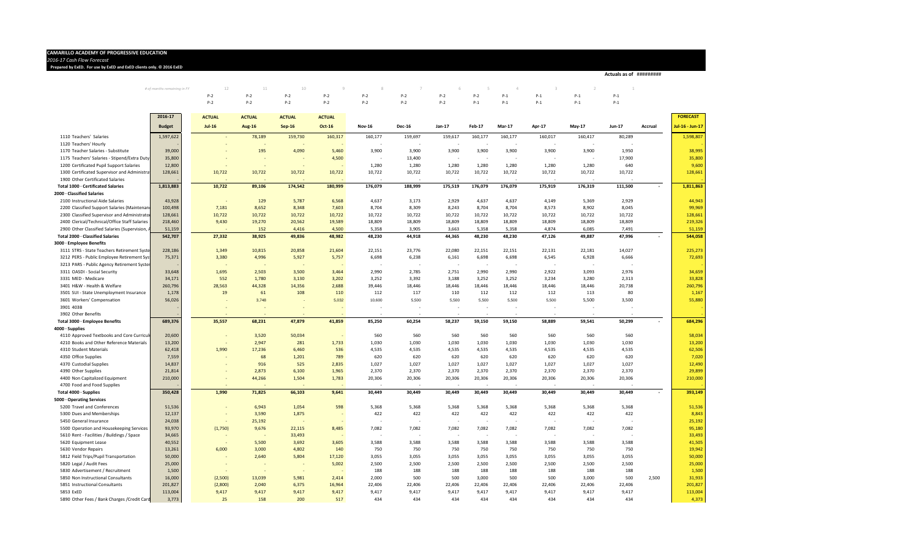**CAMARILLO ACADEMY OF PROGRESSIVE EDUCATION**

*2016-17 Cash Flow Forecast*

**Prepared by ExED. For use by ExED and ExED clients only. © 2016 ExED**

**Actuals as of #########**

| | 2016-17 | ACTUAL | ACTUAL | ACTUAL | ACTUAL | | | | | | | | | | FORECAST |
|---|---|---|---|---|---|---|---|---|---|---|---|---|---|---|---|
| *# of months remaining in FY* | | 12 | 11 | 10 | 9 | 8 | 7 | 6 | 5 | 4 | 3 | 2 | 1 | | |
| | | P-2 | P-2 | P-2 | P-2 | P-2 | P-2 | P-2 | P-2 | P-1 | P-1 | P-1 | P-1 | | |
| | | P-2 | P-2 | P-2 | P-2 | P-2 | P-2 | P-2 | P-1 | P-1 | P-1 | P-1 | P-1 | | |
| | Budget | Jul-16 | Aug-16 | Sep-16 | Oct-16 | Nov-16 | Dec-16 | Jan-17 | Feb-17 | Mar-17 | Apr-17 | May-17 | Jun-17 | Accrual | Jul-16 - Jun-17 |
| 1110 Teachers' Salaries | 1,597,622 | - | 78,189 | 159,730 | 160,317 | 160,177 | 159,697 | 159,617 | 160,177 | 160,177 | 160,017 | 160,417 | 80,289 | | 1,598,807 |
| 1120 Teachers' Hourly | - | - | - | - | - | - | - | - | - | - | - | - | - | | - |
| 1170 Teacher Salaries - Substitute | 39,000 | - | 195 | 4,090 | 5,460 | 3,900 | 3,900 | 3,900 | 3,900 | 3,900 | 3,900 | 3,900 | 1,950 | | 38,995 |
| 1175 Teachers' Salaries - Stipend/Extra Duty | 35,800 | - | - | - | 4,500 | - | 13,400 | - | - | - | - | - | 17,900 | | 35,800 |
| 1200 Certificated Pupil Support Salaries | 12,800 | - | - | - | - | 1,280 | 1,280 | 1,280 | 1,280 | 1,280 | 1,280 | 1,280 | 640 | | 9,600 |
| 1300 Certificated Supervisor and Administra | 128,661 | 10,722 | 10,722 | 10,722 | 10,722 | 10,722 | 10,722 | 10,722 | 10,722 | 10,722 | 10,722 | 10,722 | 10,722 | | 128,661 |
| 1900 Other Certificated Salaries | - | - | - | - | - | - | - | - | - | - | - | - | - | | - |
| **Total 1000 · Certificated Salaries** | **1,813,883** | **10,722** | **89,106** | **174,542** | **180,999** | **176,079** | **188,999** | **175,519** | **176,079** | **176,079** | **175,919** | **176,319** | **111,500** | **-** | **1,811,863** |
| **2000 · Classified Salaries** | | | | | | | | | | | | | | | |
| 2100 Instructional Aide Salaries | 43,928 | - | 129 | 5,787 | 6,568 | 4,637 | 3,173 | 2,929 | 4,637 | 4,637 | 4,149 | 5,369 | 2,929 | | 44,943 |
| 2200 Classified Support Salaries (Maintenan | 100,498 | 7,181 | 8,652 | 8,348 | 7,603 | 8,704 | 8,309 | 8,243 | 8,704 | 8,704 | 8,573 | 8,902 | 8,045 | | 99,969 |
| 2300 Classified Supervisor and Administrato | 128,661 | 10,722 | 10,722 | 10,722 | 10,722 | 10,722 | 10,722 | 10,722 | 10,722 | 10,722 | 10,722 | 10,722 | 10,722 | | 128,661 |
| 2400 Clerical/Technical/Office Staff Salaries | 218,460 | 9,430 | 19,270 | 20,562 | 19,589 | 18,809 | 18,809 | 18,809 | 18,809 | 18,809 | 18,809 | 18,809 | 18,809 | | 219,326 |
| 2900 Other Classified Salaries (Supervision, A | 51,159 | - | 152 | 4,416 | 4,500 | 5,358 | 3,905 | 3,663 | 5,358 | 5,358 | 4,874 | 6,085 | 7,491 | | 51,159 |
| **Total 2000 · Classified Salaries** | **542,707** | **27,332** | **38,925** | **49,836** | **48,982** | **48,230** | **44,918** | **44,365** | **48,230** | **48,230** | **47,126** | **49,887** | **47,996** | **-** | **544,058** |
| **3000 · Employee Benefits** | | | | | | | | | | | | | | | |
| 3111 STRS - State Teachers Retirement Syste | 228,186 | 1,349 | 10,815 | 20,858 | 21,604 | 22,151 | 23,776 | 22,080 | 22,151 | 22,151 | 22,131 | 22,181 | 14,027 | | 225,273 |
| 3212 PERS - Public Employee Retirement Sys | 75,371 | 3,380 | 4,996 | 5,927 | 5,757 | 6,698 | 6,238 | 6,161 | 6,698 | 6,698 | 6,545 | 6,928 | 6,666 | | 72,693 |
| 3213 PARS - Public Agency Retirement Syster | - | - | - | - | - | - | - | - | - | - | - | - | - | | - |
| 3311 OASDI - Social Security | 33,648 | 1,695 | 2,503 | 3,500 | 3,464 | 2,990 | 2,785 | 2,751 | 2,990 | 2,990 | 2,922 | 3,093 | 2,976 | | 34,659 |
| 3331 MED - Medicare | 34,171 | 552 | 1,780 | 3,130 | 3,202 | 3,252 | 3,392 | 3,188 | 3,252 | 3,252 | 3,234 | 3,280 | 2,313 | | 33,828 |
| 3401 H&W - Health & Welfare | 260,796 | 28,563 | 44,328 | 14,356 | 2,688 | 39,446 | 18,446 | 18,446 | 18,446 | 18,446 | 18,446 | 18,446 | 20,738 | | 260,796 |
| 3501 SUI - State Unemployment Insurance | 1,178 | 19 | 61 | 108 | 110 | 112 | 117 | 110 | 112 | 112 | 112 | 113 | 80 | | 1,167 |
| 3601 Workers' Compensation | 56,026 | - | 3,748 | - | 5,032 | 10,600 | 5,500 | 5,500 | 5,500 | 5,500 | 5,500 | 5,500 | 3,500 | | 55,880 |
| 3901 403B | - | - | - | - | - | - | - | - | - | - | - | - | - | | - |
| 3902 Other Benefits | - | - | - | - | - | - | - | - | - | - | - | - | - | | - |
| **Total 3000 · Employee Benefits** | **689,376** | **35,557** | **68,231** | **47,879** | **41,859** | **85,250** | **60,254** | **58,237** | **59,150** | **59,150** | **58,889** | **59,541** | **50,299** | **-** | **684,296** |
| **4000 · Supplies** | | | | | | | | | | | | | | | |
| 4110 Approved Textbooks and Core Curricul | 20,600 | - | 3,520 | 50,034 | - | 560 | 560 | 560 | 560 | 560 | 560 | 560 | 560 | | 58,034 |
| 4210 Books and Other Reference Materials | 13,200 | - | 2,947 | 281 | 1,733 | 1,030 | 1,030 | 1,030 | 1,030 | 1,030 | 1,030 | 1,030 | 1,030 | | 13,200 |
| 4310 Student Materials | 62,418 | 1,990 | 17,236 | 6,460 | 536 | 4,535 | 4,535 | 4,535 | 4,535 | 4,535 | 4,535 | 4,535 | 4,535 | | 62,506 |
| 4350 Office Supplies | 7,559 | - | 68 | 1,201 | 789 | 620 | 620 | 620 | 620 | 620 | 620 | 620 | 620 | | 7,020 |
| 4370 Custodial Supplies | 14,837 | - | 916 | 525 | 2,835 | 1,027 | 1,027 | 1,027 | 1,027 | 1,027 | 1,027 | 1,027 | 1,027 | | 12,490 |
| 4390 Other Supplies | 21,814 | - | 2,873 | 6,100 | 1,965 | 2,370 | 2,370 | 2,370 | 2,370 | 2,370 | 2,370 | 2,370 | 2,370 | | 29,899 |
| 4400 Non Capitalized Equipment | 210,000 | - | 44,266 | 1,504 | 1,783 | 20,306 | 20,306 | 20,306 | 20,306 | 20,306 | 20,306 | 20,306 | 20,306 | | 210,000 |
| 4700 Food and Food Supplies | - | - | - | - | - | - | - | - | - | - | - | - | - | | - |
| **Total 4000 · Supplies** | **350,428** | **1,990** | **71,825** | **66,103** | **9,641** | **30,449** | **30,449** | **30,449** | **30,449** | **30,449** | **30,449** | **30,449** | **30,449** | **-** | **393,149** |
| **5000 · Operating Services** | | | | | | | | | | | | | | | |
| 5200 Travel and Conferences | 51,536 | - | 6,943 | 1,054 | 598 | 5,368 | 5,368 | 5,368 | 5,368 | 5,368 | 5,368 | 5,368 | 5,368 | | 51,536 |
| 5300 Dues and Memberships | 12,137 | - | 3,590 | 1,875 | - | 422 | 422 | 422 | 422 | 422 | 422 | 422 | 422 | | 8,843 |
| 5450 General Insurance | 24,038 | - | 25,192 | - | - | - | - | - | - | - | - | - | - | | 25,192 |
| 5500 Operation and Housekeeping Services | 93,970 | (1,750) | 9,676 | 22,115 | 8,485 | 7,082 | 7,082 | 7,082 | 7,082 | 7,082 | 7,082 | 7,082 | 7,082 | | 95,180 |
| 5610 Rent - Facilities / Buildings / Space | 34,665 | - | - | 33,493 | - | - | - | - | - | - | - | - | - | | 33,493 |
| 5620 Equipment Lease | 40,552 | - | 5,500 | 3,692 | 3,605 | 3,588 | 3,588 | 3,588 | 3,588 | 3,588 | 3,588 | 3,588 | 3,588 | | 41,505 |
| 5630 Vendor Repairs | 13,261 | 6,000 | 3,000 | 4,802 | 140 | 750 | 750 | 750 | 750 | 750 | 750 | 750 | 750 | | 19,942 |
| 5812 Field Trips/Pupil Transportation | 50,000 | - | 2,640 | 5,804 | 17,120 | 3,055 | 3,055 | 3,055 | 3,055 | 3,055 | 3,055 | 3,055 | 3,055 | | 50,000 |
| 5820 Legal / Audit Fees | 25,000 | - | - | - | 5,002 | 2,500 | 2,500 | 2,500 | 2,500 | 2,500 | 2,500 | 2,500 | 2,500 | | 25,000 |
| 5830 Advertisement / Recruitment | 1,500 | - | - | - | - | 188 | 188 | 188 | 188 | 188 | 188 | 188 | 188 | | 1,500 |
| 5850 Non Instructional Consultants | 16,000 | (2,500) | 13,039 | 5,981 | 2,414 | 2,000 | 500 | 500 | 3,000 | 500 | 500 | 3,000 | 500 | 2,500 | 31,933 |
| 5851 Instructional Consultants | 201,827 | (2,800) | 2,040 | 6,375 | 16,964 | 22,406 | 22,406 | 22,406 | 22,406 | 22,406 | 22,406 | 22,406 | 22,406 | | 201,827 |
| 5853 ExED | 113,004 | 9,417 | 9,417 | 9,417 | 9,417 | 9,417 | 9,417 | 9,417 | 9,417 | 9,417 | 9,417 | 9,417 | 9,417 | | 113,004 |
| 5890 Other Fees / Bank Charges /Credit Card | 3,773 | 25 | 158 | 200 | 517 | 434 | 434 | 434 | 434 | 434 | 434 | 434 | 434 | | 4,373 |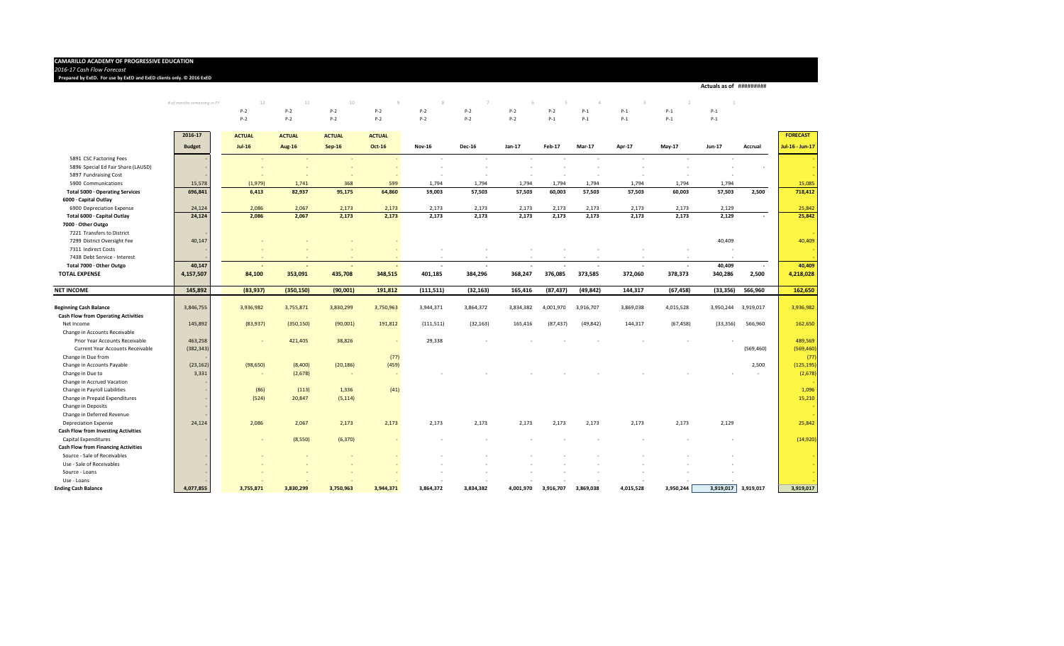**CAMARILLO ACADEMY OF PROGRESSIVE EDUCATION**

*2016-17 Cash Flow Forecast*

**Prepared by ExED. For use by ExED and ExED clients only. © 2016 ExED**

**Actuals as of #########**

| | | | | | | | | | | | | | | | |
|---|---|---|---|---|---|---|---|---|---|---|---|---|---|---|---|
| # of months remaining in FY | | 12 | 11 | 10 | 9 | 8 | 7 | 6 | 5 | 4 | 3 | 2 | 1 | | |
| | | P-2 | P-2 | P-2 | P-2 | P-2 | P-2 | P-2 | P-2 | P-1 | P-1 | P-1 | P-1 | | |
| | | P-2 | P-2 | P-2 | P-2 | P-2 | P-2 | P-2 | P-1 | P-1 | P-1 | P-1 | P-1 | | |
| | **2016-17** | **ACTUAL** | **ACTUAL** | **ACTUAL** | **ACTUAL** | | | | | | | | | | **FORECAST** |
| | **Budget** | **Jul-16** | **Aug-16** | **Sep-16** | **Oct-16** | **Nov-16** | **Dec-16** | **Jan-17** | **Feb-17** | **Mar-17** | **Apr-17** | **May-17** | **Jun-17** | **Accrual** | **Jul-16 - Jun-17** |
| 5891 CSC Factoring Fees | - | - | - | - | - | - | - | - | - | - | - | - | - | | - |
| 5896 Special Ed Fair Share (LAUSD) | - | - | - | - | - | - | - | - | - | - | - | - | - | - | - |
| 5897 Fundraising Cost | - | - | - | - | - | - | - | - | - | - | - | - | - | | - |
| 5900 Communications | 15,578 | (1,979) | 1,741 | 368 | 599 | 1,794 | 1,794 | 1,794 | 1,794 | 1,794 | 1,794 | 1,794 | 1,794 | | 15,085 |
| **Total 5000 · Operating Services** | **696,841** | **6,413** | **82,937** | **95,175** | **64,860** | **59,003** | **57,503** | **57,503** | **60,003** | **57,503** | **57,503** | **60,003** | **57,503** | **2,500** | **718,412** |
| **6000 · Capital Outlay** | | | | | | | | | | | | | | | |
| 6900 Depreciation Expense | 24,124 | 2,086 | 2,067 | 2,173 | 2,173 | 2,173 | 2,173 | 2,173 | 2,173 | 2,173 | 2,173 | 2,173 | 2,129 | | 25,842 |
| **Total 6000 · Capital Outlay** | **24,124** | **2,086** | **2,067** | **2,173** | **2,173** | **2,173** | **2,173** | **2,173** | **2,173** | **2,173** | **2,173** | **2,173** | **2,129** | **-** | **25,842** |
| **7000 · Other Outgo** | | | | | | | | | | | | | | | |
| 7221 Transfers to District | - | | | | | | | | | | | | | | - |
| 7299 District Oversight Fee | 40,147 | - | - | - | - | | | | | | | | 40,409 | | 40,409 |
| 7311 Indirect Costs | - | - | - | - | - | - | - | - | - | - | - | - | - | | - |
| 7438 Debt Service - Interest | - | - | - | - | - | - | - | - | - | - | - | - | - | | - |
| **Total 7000 · Other Outgo** | **40,147** | **-** | **-** | **-** | **-** | **-** | **-** | **-** | **-** | **-** | **-** | **-** | **40,409** | **-** | **40,409** |
| **TOTAL EXPENSE** | **4,157,507** | **84,100** | **353,091** | **435,708** | **348,515** | **401,185** | **384,296** | **368,247** | **376,085** | **373,585** | **372,060** | **378,373** | **340,286** | **2,500** | **4,218,028** |
| **NET INCOME** | **145,892** | **(83,937)** | **(350,150)** | **(90,001)** | **191,812** | **(111,511)** | **(32,163)** | **165,416** | **(87,437)** | **(49,842)** | **144,317** | **(67,458)** | **(33,356)** | **566,960** | **162,650** |
| **Beginning Cash Balance** | 3,846,755 | 3,936,982 | 3,755,871 | 3,830,299 | 3,750,963 | 3,944,371 | 3,864,372 | 3,834,382 | 4,001,970 | 3,916,707 | 3,869,038 | 4,015,528 | 3,950,244 | 3,919,017 | 3,936,982 |
| **Cash Flow from Operating Activities** | | | | | | | | | | | | | | | |
| Net Income | 145,892 | (83,937) | (350,150) | (90,001) | 191,812 | (111,511) | (32,163) | 165,416 | (87,437) | (49,842) | 144,317 | (67,458) | (33,356) | 566,960 | 162,650 |
| Change in Accounts Receivable | | | | | | | | | | | | | | | |
| Prior Year Accounts Receivable | 463,258 | - | 421,405 | 38,826 | - | 29,338 | - | - | - | - | - | - | - | | 489,569 |
| Current Year Accounts Receivable | (382,343) | | | | | | | | | | | | | (569,460) | (569,460) |
| Change in Due from | - | | | | (77) | | | | | | | | | | (77) |
| Change in Accounts Payable | (23,162) | (98,650) | (8,400) | (20,186) | (459) | | | | | | | | | 2,500 | (125,195) |
| Change in Due to | 3,331 | - | (2,678) | - | - | - | - | - | - | - | - | - | - | - | (2,678) |
| Change in Accrued Vacation | - | | | | | | | | | | | | | | - |
| Change in Payroll Liabilities | - | (86) | (113) | 1,336 | (41) | | | | | | | | | | 1,096 |
| Change in Prepaid Expenditures | - | (524) | 20,847 | (5,114) | | | | | | | | | | | 15,210 |
| Change in Deposits | - | | | | | | | | | | | | | | - |
| Change in Deferred Revenue | - | | | | | | | | | | | | | | - |
| Depreciation Expense | 24,124 | 2,086 | 2,067 | 2,173 | 2,173 | 2,173 | 2,173 | 2,173 | 2,173 | 2,173 | 2,173 | 2,173 | 2,129 | | 25,842 |
| **Cash Flow from Investing Activities** | | | | | | | | | | | | | | | |
| Capital Expenditures | - | - | (8,550) | (6,370) | - | - | - | - | - | - | - | - | - | | (14,920) |
| **Cash Flow from Financing Activities** | | | | | | | | | | | | | | | |
| Source - Sale of Receivables | - | - | - | - | - | - | - | - | - | - | - | - | - | | - |
| Use - Sale of Receivables | - | - | - | - | - | - | - | - | - | - | - | - | - | | - |
| Source - Loans | - | - | - | - | - | - | - | - | - | - | - | - | - | | - |
| Use - Loans | - | - | - | - | - | - | - | - | - | - | - | - | - | | - |
| **Ending Cash Balance** | **4,077,855** | **3,755,871** | **3,830,299** | **3,750,963** | **3,944,371** | **3,864,372** | **3,834,382** | **4,001,970** | **3,916,707** | **3,869,038** | **4,015,528** | **3,950,244** | **3,919,017** | **3,919,017** | **3,919,017** |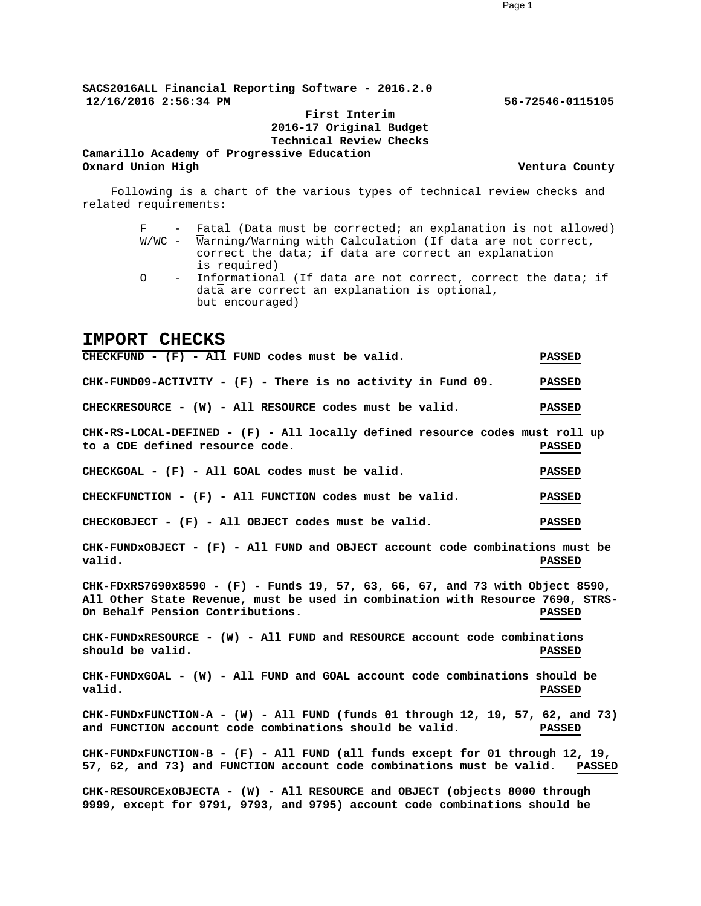**SACS2016ALL Financial Reporting Software - 2016.2.0**
**12/16/2016 2:56:34 PM** **56-72546-0115105**

**First Interim**
**2016-17 Original Budget**
**Technical Review Checks**

**Camarillo Academy of Progressive Education**
**Oxnard Union High** **Ventura County**

Following is a chart of the various types of technical review checks and related requirements:

- F - Fatal (Data must be corrected; an explanation is not allowed)
- W/WC - Warning/Warning with Calculation (If data are not correct, correct the data; if data are correct an explanation is required)
- O - Informational (If data are not correct, correct the data; if data are correct an explanation is optional, but encouraged)

## IMPORT CHECKS

**CHECKFUND - (F) - All FUND codes must be valid.** **PASSED**

**CHK-FUND09-ACTIVITY - (F) - There is no activity in Fund 09.** **PASSED**

**CHECKRESOURCE - (W) - All RESOURCE codes must be valid.** **PASSED**

**CHK-RS-LOCAL-DEFINED - (F) - All locally defined resource codes must roll up to a CDE defined resource code.** **PASSED**

**CHECKGOAL - (F) - All GOAL codes must be valid.** **PASSED**

**CHECKFUNCTION - (F) - All FUNCTION codes must be valid.** **PASSED**

**CHECKOBJECT - (F) - All OBJECT codes must be valid.** **PASSED**

**CHK-FUNDxOBJECT - (F) - All FUND and OBJECT account code combinations must be valid.** **PASSED**

**CHK-FDxRS7690x8590 - (F) - Funds 19, 57, 63, 66, 67, and 73 with Object 8590, All Other State Revenue, must be used in combination with Resource 7690, STRS-On Behalf Pension Contributions.** **PASSED**

**CHK-FUNDxRESOURCE - (W) - All FUND and RESOURCE account code combinations should be valid.** **PASSED**

**CHK-FUNDxGOAL - (W) - All FUND and GOAL account code combinations should be valid.** **PASSED**

**CHK-FUNDxFUNCTION-A - (W) - All FUND (funds 01 through 12, 19, 57, 62, and 73) and FUNCTION account code combinations should be valid.** **PASSED**

**CHK-FUNDxFUNCTION-B - (F) - All FUND (all funds except for 01 through 12, 19, 57, 62, and 73) and FUNCTION account code combinations must be valid.** **PASSED**

**CHK-RESOURCExOBJECTA - (W) - All RESOURCE and OBJECT (objects 8000 through 9999, except for 9791, 9793, and 9795) account code combinations should be**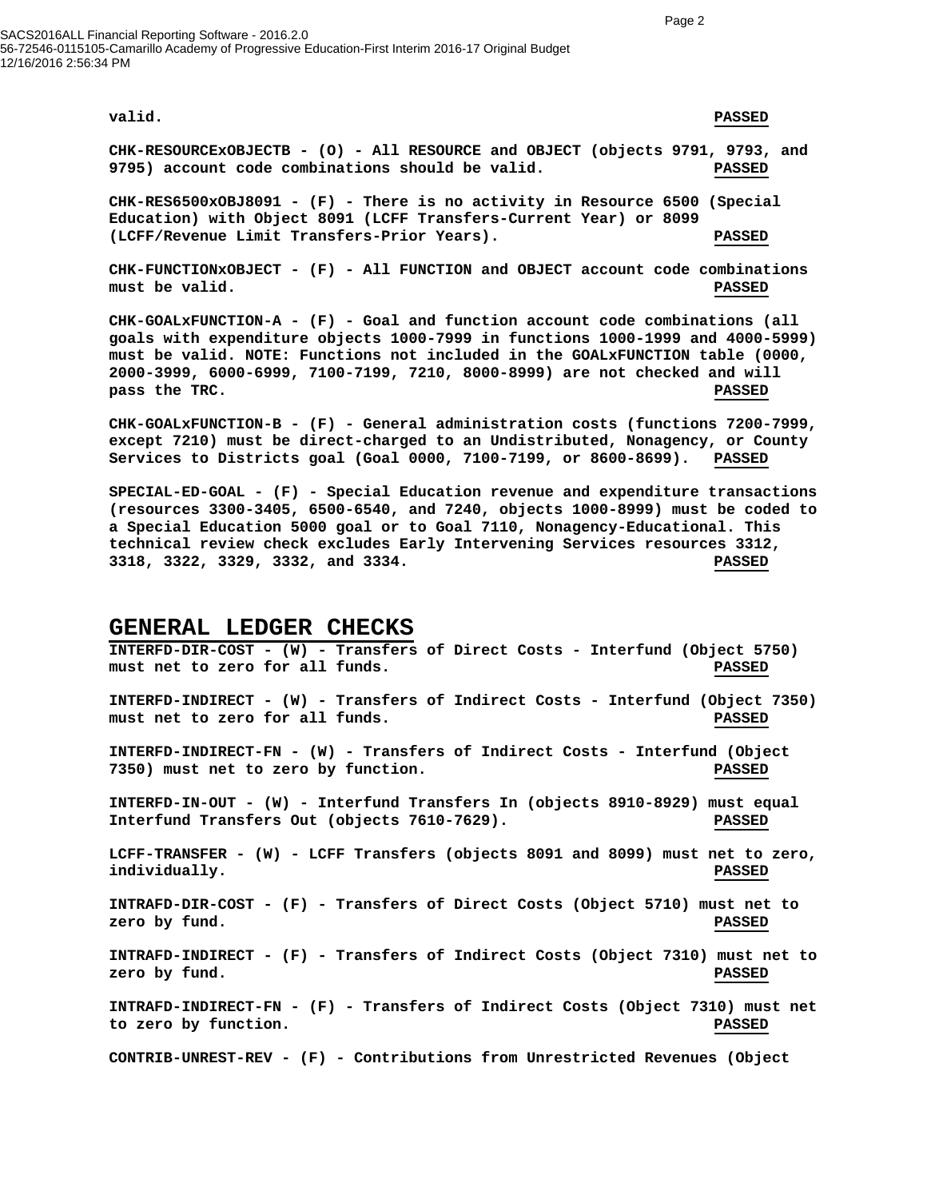**valid.** **PASSED**

**CHK-RESOURCExOBJECTB - (O) - All RESOURCE and OBJECT (objects 9791, 9793, and 9795) account code combinations should be valid.** **PASSED**

**CHK-RES6500xOBJ8091 - (F) - There is no activity in Resource 6500 (Special Education) with Object 8091 (LCFF Transfers-Current Year) or 8099 (LCFF/Revenue Limit Transfers-Prior Years).** **PASSED**

**CHK-FUNCTIONxOBJECT - (F) - All FUNCTION and OBJECT account code combinations must be valid.** **PASSED**

**CHK-GOALxFUNCTION-A - (F) - Goal and function account code combinations (all goals with expenditure objects 1000-7999 in functions 1000-1999 and 4000-5999) must be valid. NOTE: Functions not included in the GOALxFUNCTION table (0000, 2000-3999, 6000-6999, 7100-7199, 7210, 8000-8999) are not checked and will pass the TRC.** **PASSED**

**CHK-GOALxFUNCTION-B - (F) - General administration costs (functions 7200-7999, except 7210) must be direct-charged to an Undistributed, Nonagency, or County Services to Districts goal (Goal 0000, 7100-7199, or 8600-8699).** **PASSED**

**SPECIAL-ED-GOAL - (F) - Special Education revenue and expenditure transactions (resources 3300-3405, 6500-6540, and 7240, objects 1000-8999) must be coded to a Special Education 5000 goal or to Goal 7110, Nonagency-Educational. This technical review check excludes Early Intervening Services resources 3312, 3318, 3322, 3329, 3332, and 3334.** **PASSED**

## GENERAL LEDGER CHECKS

**INTERFD-DIR-COST - (W) - Transfers of Direct Costs - Interfund (Object 5750) must net to zero for all funds.** **PASSED**

**INTERFD-INDIRECT - (W) - Transfers of Indirect Costs - Interfund (Object 7350) must net to zero for all funds.** **PASSED**

**INTERFD-INDIRECT-FN - (W) - Transfers of Indirect Costs - Interfund (Object 7350) must net to zero by function.** **PASSED**

**INTERFD-IN-OUT - (W) - Interfund Transfers In (objects 8910-8929) must equal Interfund Transfers Out (objects 7610-7629).** **PASSED**

**LCFF-TRANSFER - (W) - LCFF Transfers (objects 8091 and 8099) must net to zero, individually.** **PASSED**

**INTRAFD-DIR-COST - (F) - Transfers of Direct Costs (Object 5710) must net to zero by fund.** **PASSED**

**INTRAFD-INDIRECT - (F) - Transfers of Indirect Costs (Object 7310) must net to zero by fund.** **PASSED**

**INTRAFD-INDIRECT-FN - (F) - Transfers of Indirect Costs (Object 7310) must net to zero by function.** **PASSED**

**CONTRIB-UNREST-REV - (F) - Contributions from Unrestricted Revenues (Object**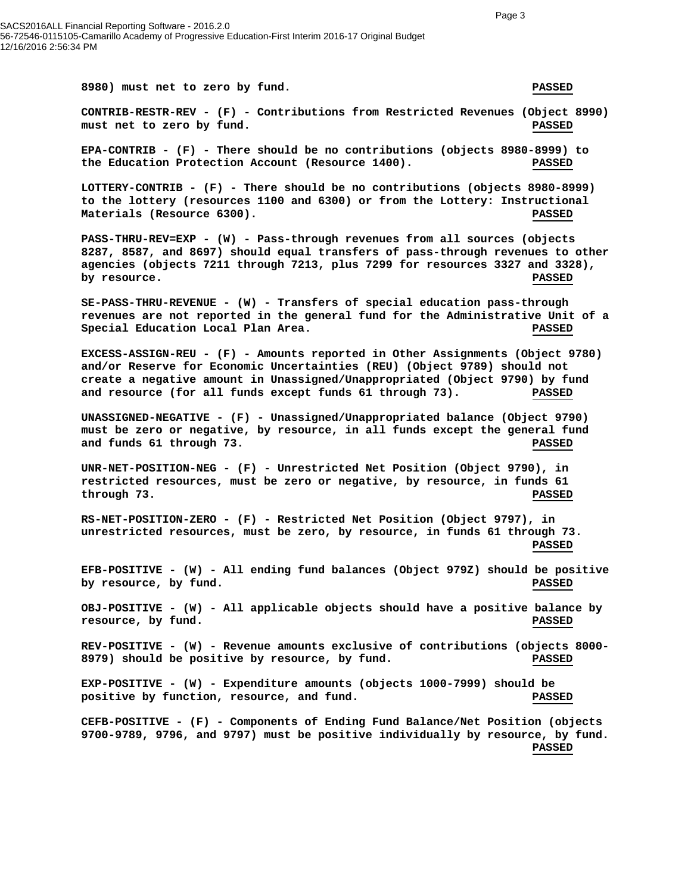**8980) must net to zero by fund. PASSED**

**CONTRIB-RESTR-REV - (F) - Contributions from Restricted Revenues (Object 8990) must net to zero by fund. PASSED**

**EPA-CONTRIB - (F) - There should be no contributions (objects 8980-8999) to the Education Protection Account (Resource 1400). PASSED**

**LOTTERY-CONTRIB - (F) - There should be no contributions (objects 8980-8999) to the lottery (resources 1100 and 6300) or from the Lottery: Instructional Materials (Resource 6300). PASSED**

**PASS-THRU-REV=EXP - (W) - Pass-through revenues from all sources (objects 8287, 8587, and 8697) should equal transfers of pass-through revenues to other agencies (objects 7211 through 7213, plus 7299 for resources 3327 and 3328), by resource. PASSED**

**SE-PASS-THRU-REVENUE - (W) - Transfers of special education pass-through revenues are not reported in the general fund for the Administrative Unit of a Special Education Local Plan Area. PASSED**

**EXCESS-ASSIGN-REU - (F) - Amounts reported in Other Assignments (Object 9780) and/or Reserve for Economic Uncertainties (REU) (Object 9789) should not create a negative amount in Unassigned/Unappropriated (Object 9790) by fund and resource (for all funds except funds 61 through 73). PASSED**

**UNASSIGNED-NEGATIVE - (F) - Unassigned/Unappropriated balance (Object 9790) must be zero or negative, by resource, in all funds except the general fund and funds 61 through 73. PASSED**

**UNR-NET-POSITION-NEG - (F) - Unrestricted Net Position (Object 9790), in restricted resources, must be zero or negative, by resource, in funds 61 through 73. PASSED**

**RS-NET-POSITION-ZERO - (F) - Restricted Net Position (Object 9797), in unrestricted resources, must be zero, by resource, in funds 61 through 73. PASSED**

**EFB-POSITIVE - (W) - All ending fund balances (Object 979Z) should be positive by resource, by fund. PASSED**

**OBJ-POSITIVE - (W) - All applicable objects should have a positive balance by resource, by fund. PASSED**

**REV-POSITIVE - (W) - Revenue amounts exclusive of contributions (objects 8000-8979) should be positive by resource, by fund. PASSED**

**EXP-POSITIVE - (W) - Expenditure amounts (objects 1000-7999) should be positive by function, resource, and fund. PASSED**

**CEFB-POSITIVE - (F) - Components of Ending Fund Balance/Net Position (objects 9700-9789, 9796, and 9797) must be positive individually by resource, by fund. PASSED**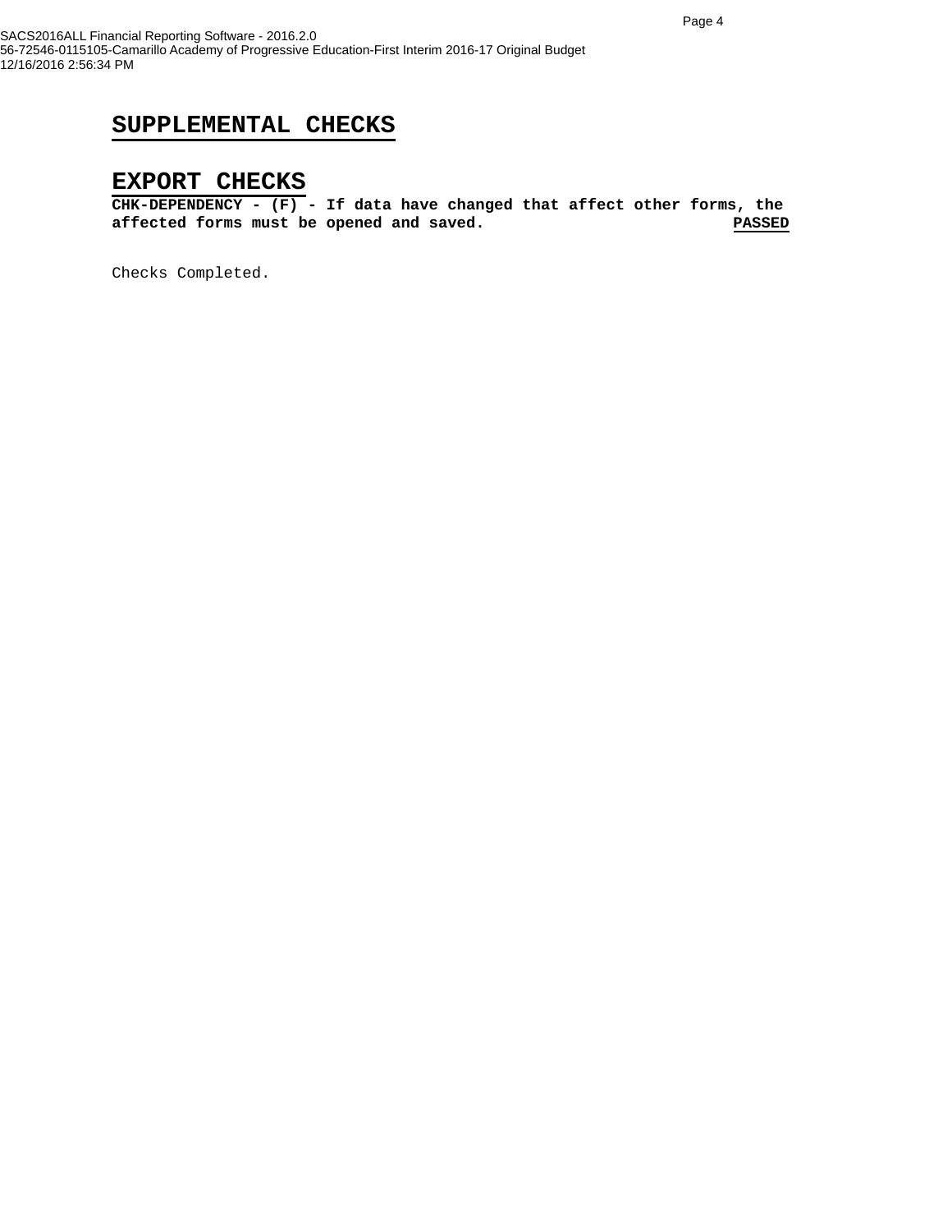# SUPPLEMENTAL CHECKS

# EXPORT CHECKS

**CHK-DEPENDENCY - (F) - If data have changed that affect other forms, the affected forms must be opened and saved.** **PASSED**

Checks Completed.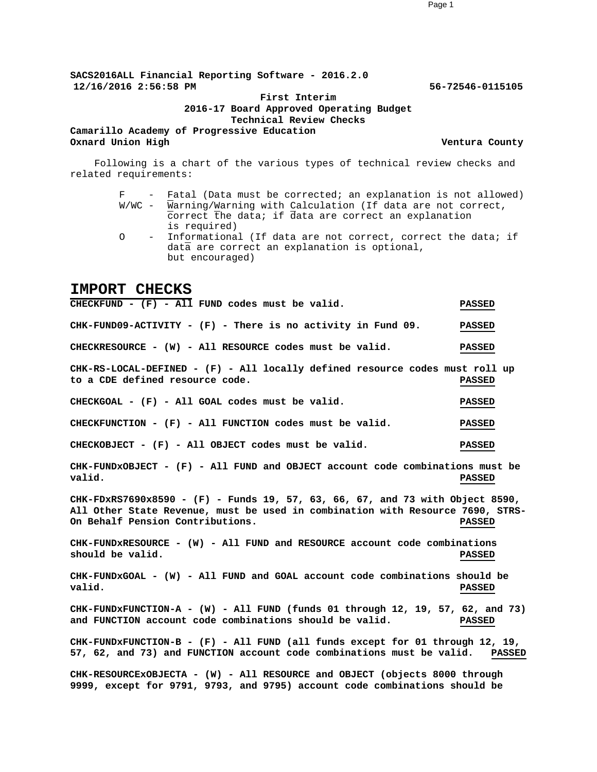**SACS2016ALL Financial Reporting Software - 2016.2.0**
**12/16/2016 2:56:58 PM** **56-72546-0115105**

**First Interim**
**2016-17 Board Approved Operating Budget**
**Technical Review Checks**

**Camarillo Academy of Progressive Education**
**Oxnard Union High** **Ventura County**

Following is a chart of the various types of technical review checks and related requirements:

- F - Fatal (Data must be corrected; an explanation is not allowed)
- W/WC - Warning/Warning with Calculation (If data are not correct, correct the data; if data are correct an explanation is required)
- O - Informational (If data are not correct, correct the data; if data are correct an explanation is optional, but encouraged)

## IMPORT CHECKS

**CHECKFUND - (F) - All FUND codes must be valid.** **PASSED**

**CHK-FUND09-ACTIVITY - (F) - There is no activity in Fund 09.** **PASSED**

**CHECKRESOURCE - (W) - All RESOURCE codes must be valid.** **PASSED**

**CHK-RS-LOCAL-DEFINED - (F) - All locally defined resource codes must roll up to a CDE defined resource code.** **PASSED**

**CHECKGOAL - (F) - All GOAL codes must be valid.** **PASSED**

**CHECKFUNCTION - (F) - All FUNCTION codes must be valid.** **PASSED**

**CHECKOBJECT - (F) - All OBJECT codes must be valid.** **PASSED**

**CHK-FUNDxOBJECT - (F) - All FUND and OBJECT account code combinations must be valid.** **PASSED**

**CHK-FDxRS7690x8590 - (F) - Funds 19, 57, 63, 66, 67, and 73 with Object 8590, All Other State Revenue, must be used in combination with Resource 7690, STRS-On Behalf Pension Contributions.** **PASSED**

**CHK-FUNDxRESOURCE - (W) - All FUND and RESOURCE account code combinations should be valid.** **PASSED**

**CHK-FUNDxGOAL - (W) - All FUND and GOAL account code combinations should be valid.** **PASSED**

**CHK-FUNDxFUNCTION-A - (W) - All FUND (funds 01 through 12, 19, 57, 62, and 73) and FUNCTION account code combinations should be valid.** **PASSED**

**CHK-FUNDxFUNCTION-B - (F) - All FUND (all funds except for 01 through 12, 19, 57, 62, and 73) and FUNCTION account code combinations must be valid.** **PASSED**

**CHK-RESOURCExOBJECTA - (W) - All RESOURCE and OBJECT (objects 8000 through 9999, except for 9791, 9793, and 9795) account code combinations should be**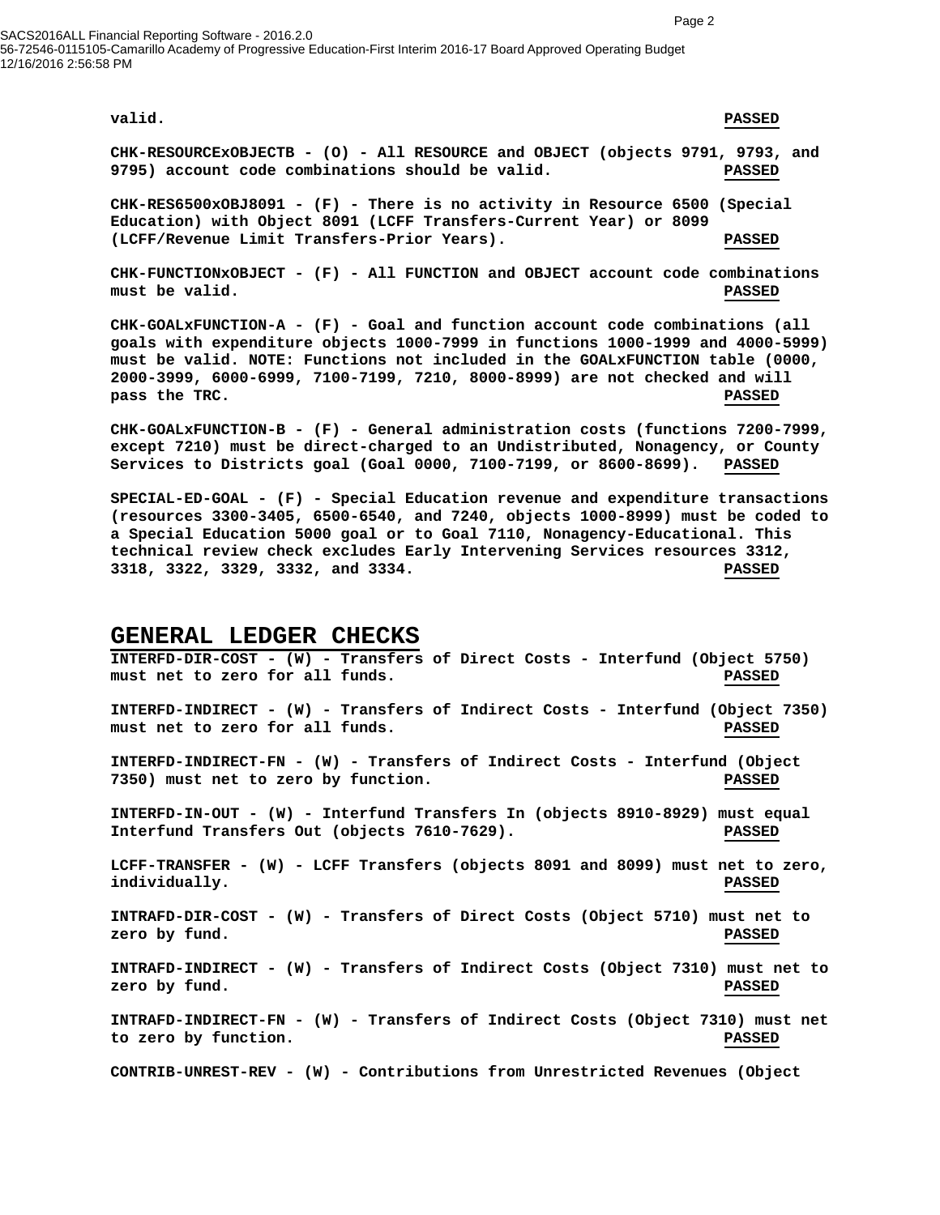valid. **PASSED**

CHK-RESOURCExOBJECTB - (O) - All RESOURCE and OBJECT (objects 9791, 9793, and 9795) account code combinations should be valid. **PASSED**

CHK-RES6500xOBJ8091 - (F) - There is no activity in Resource 6500 (Special Education) with Object 8091 (LCFF Transfers-Current Year) or 8099 (LCFF/Revenue Limit Transfers-Prior Years). **PASSED**

CHK-FUNCTIONxOBJECT - (F) - All FUNCTION and OBJECT account code combinations must be valid. **PASSED**

CHK-GOALxFUNCTION-A - (F) - Goal and function account code combinations (all goals with expenditure objects 1000-7999 in functions 1000-1999 and 4000-5999) must be valid. NOTE: Functions not included in the GOALxFUNCTION table (0000, 2000-3999, 6000-6999, 7100-7199, 7210, 8000-8999) are not checked and will pass the TRC. **PASSED**

CHK-GOALxFUNCTION-B - (F) - General administration costs (functions 7200-7999, except 7210) must be direct-charged to an Undistributed, Nonagency, or County Services to Districts goal (Goal 0000, 7100-7199, or 8600-8699). **PASSED**

SPECIAL-ED-GOAL - (F) - Special Education revenue and expenditure transactions (resources 3300-3405, 6500-6540, and 7240, objects 1000-8999) must be coded to a Special Education 5000 goal or to Goal 7110, Nonagency-Educational. This technical review check excludes Early Intervening Services resources 3312, 3318, 3322, 3329, 3332, and 3334. **PASSED**

## GENERAL LEDGER CHECKS

INTERFD-DIR-COST - (W) - Transfers of Direct Costs - Interfund (Object 5750) must net to zero for all funds. **PASSED**

INTERFD-INDIRECT - (W) - Transfers of Indirect Costs - Interfund (Object 7350) must net to zero for all funds. **PASSED**

INTERFD-INDIRECT-FN - (W) - Transfers of Indirect Costs - Interfund (Object 7350) must net to zero by function. **PASSED**

INTERFD-IN-OUT - (W) - Interfund Transfers In (objects 8910-8929) must equal Interfund Transfers Out (objects 7610-7629). **PASSED**

LCFF-TRANSFER - (W) - LCFF Transfers (objects 8091 and 8099) must net to zero, individually. **PASSED**

INTRAFD-DIR-COST - (W) - Transfers of Direct Costs (Object 5710) must net to zero by fund. **PASSED**

INTRAFD-INDIRECT - (W) - Transfers of Indirect Costs (Object 7310) must net to zero by fund. **PASSED**

INTRAFD-INDIRECT-FN - (W) - Transfers of Indirect Costs (Object 7310) must net to zero by function. **PASSED**

CONTRIB-UNREST-REV - (W) - Contributions from Unrestricted Revenues (Object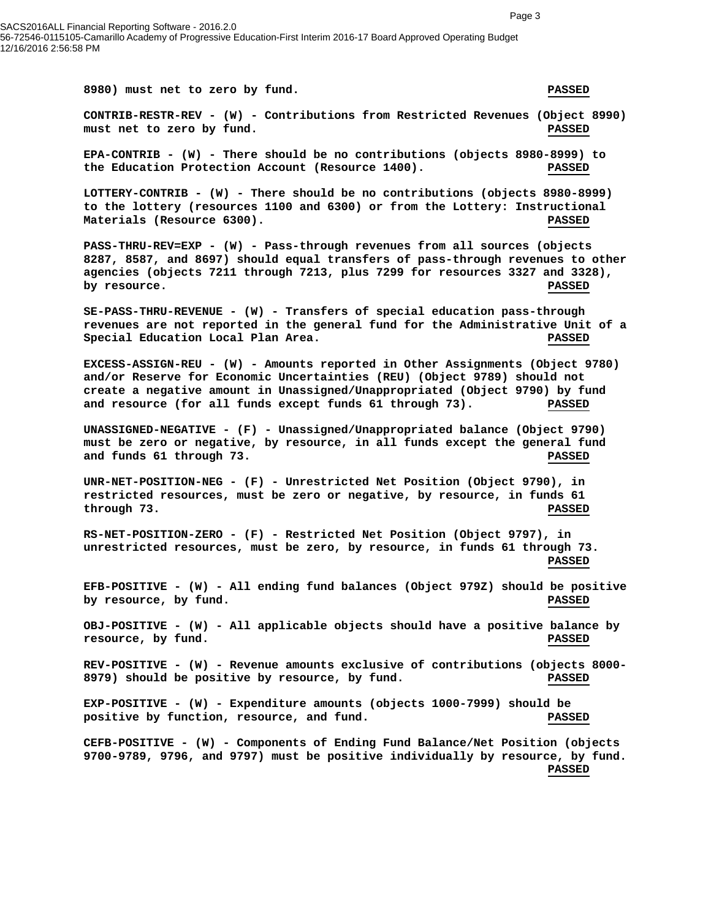**8980) must net to zero by fund.** **PASSED**

**CONTRIB-RESTR-REV - (W) - Contributions from Restricted Revenues (Object 8990) must net to zero by fund.** **PASSED**

**EPA-CONTRIB - (W) - There should be no contributions (objects 8980-8999) to the Education Protection Account (Resource 1400).** **PASSED**

**LOTTERY-CONTRIB - (W) - There should be no contributions (objects 8980-8999) to the lottery (resources 1100 and 6300) or from the Lottery: Instructional Materials (Resource 6300).** **PASSED**

**PASS-THRU-REV=EXP - (W) - Pass-through revenues from all sources (objects 8287, 8587, and 8697) should equal transfers of pass-through revenues to other agencies (objects 7211 through 7213, plus 7299 for resources 3327 and 3328), by resource.** **PASSED**

**SE-PASS-THRU-REVENUE - (W) - Transfers of special education pass-through revenues are not reported in the general fund for the Administrative Unit of a Special Education Local Plan Area.** **PASSED**

**EXCESS-ASSIGN-REU - (W) - Amounts reported in Other Assignments (Object 9780) and/or Reserve for Economic Uncertainties (REU) (Object 9789) should not create a negative amount in Unassigned/Unappropriated (Object 9790) by fund and resource (for all funds except funds 61 through 73).** **PASSED**

**UNASSIGNED-NEGATIVE - (F) - Unassigned/Unappropriated balance (Object 9790) must be zero or negative, by resource, in all funds except the general fund and funds 61 through 73.** **PASSED**

**UNR-NET-POSITION-NEG - (F) - Unrestricted Net Position (Object 9790), in restricted resources, must be zero or negative, by resource, in funds 61 through 73.** **PASSED**

**RS-NET-POSITION-ZERO - (F) - Restricted Net Position (Object 9797), in unrestricted resources, must be zero, by resource, in funds 61 through 73.** **PASSED**

**EFB-POSITIVE - (W) - All ending fund balances (Object 979Z) should be positive by resource, by fund.** **PASSED**

**OBJ-POSITIVE - (W) - All applicable objects should have a positive balance by resource, by fund.** **PASSED**

**REV-POSITIVE - (W) - Revenue amounts exclusive of contributions (objects 8000-8979) should be positive by resource, by fund.** **PASSED**

**EXP-POSITIVE - (W) - Expenditure amounts (objects 1000-7999) should be positive by function, resource, and fund.** **PASSED**

**CEFB-POSITIVE - (W) - Components of Ending Fund Balance/Net Position (objects 9700-9789, 9796, and 9797) must be positive individually by resource, by fund.** **PASSED**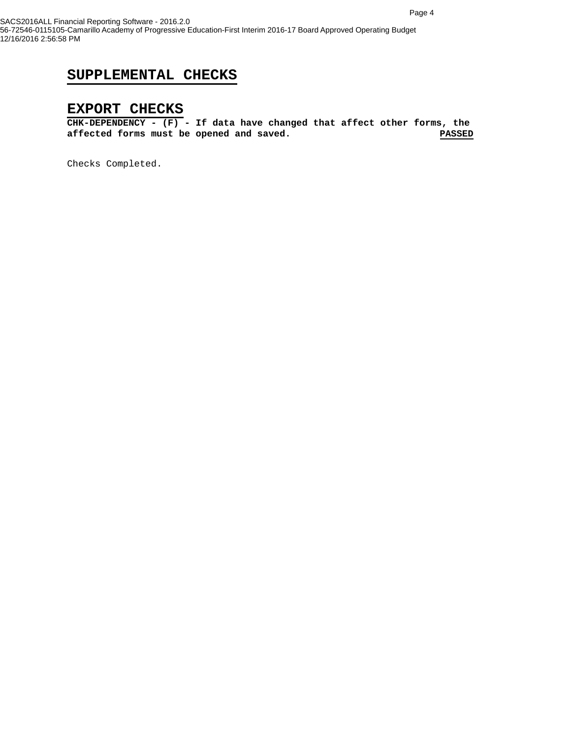# SUPPLEMENTAL CHECKS

# EXPORT CHECKS

**CHK-DEPENDENCY - (F) - If data have changed that affect other forms, the affected forms must be opened and saved.** **PASSED**

Checks Completed.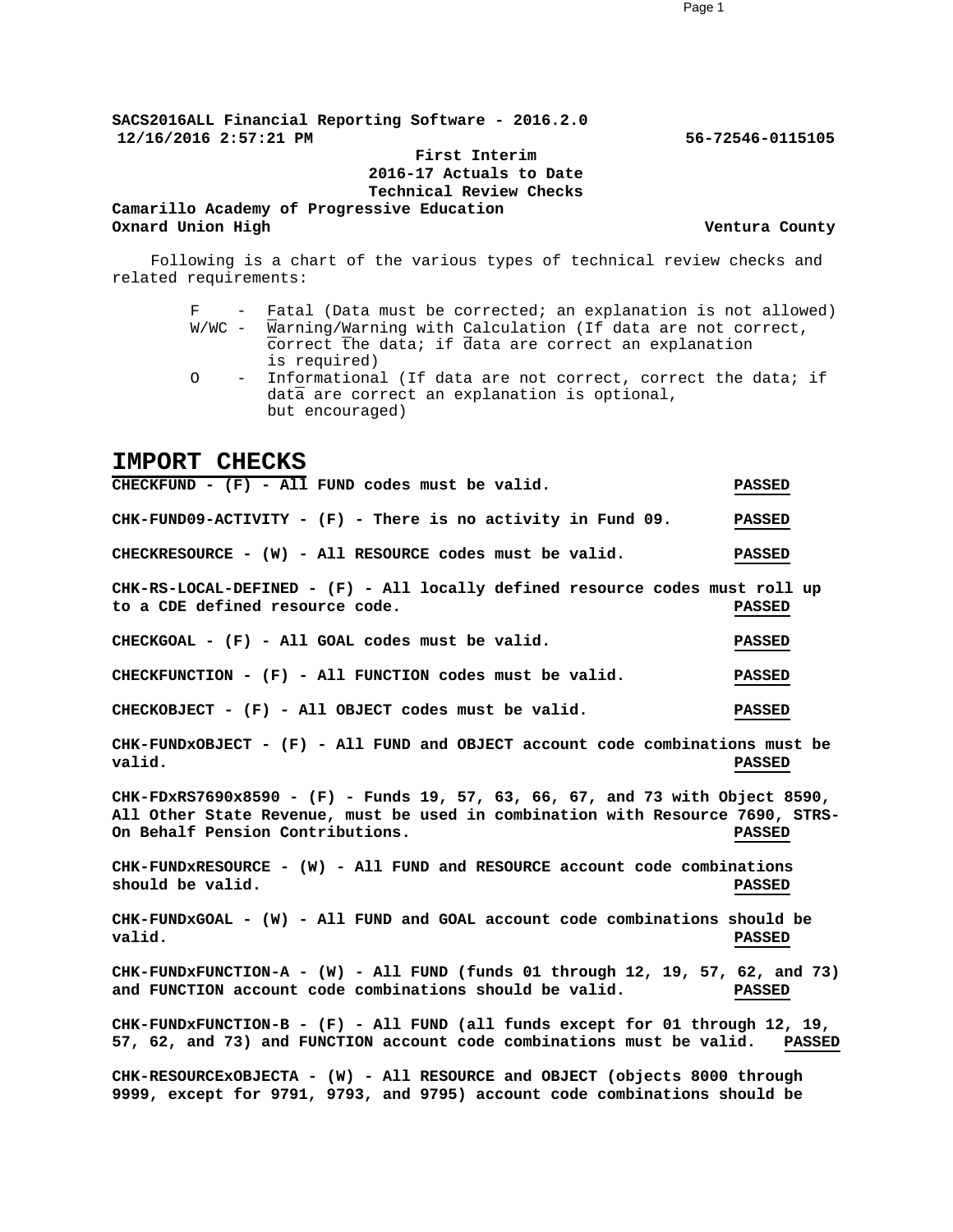**SACS2016ALL Financial Reporting Software - 2016.2.0**
**12/16/2016 2:57:21 PM** **56-72546-0115105**

**First Interim**
**2016-17 Actuals to Date**
**Technical Review Checks**

**Camarillo Academy of Progressive Education**
**Oxnard Union High** **Ventura County**

Following is a chart of the various types of technical review checks and related requirements:

F - Fatal (Data must be corrected; an explanation is not allowed)
W/WC - Warning/Warning with Calculation (If data are not correct, correct the data; if data are correct an explanation is required)
O - Informational (If data are not correct, correct the data; if data are correct an explanation is optional, but encouraged)

## IMPORT CHECKS

**CHECKFUND - (F) - All FUND codes must be valid.** **PASSED**

**CHK-FUND09-ACTIVITY - (F) - There is no activity in Fund 09.** **PASSED**

**CHECKRESOURCE - (W) - All RESOURCE codes must be valid.** **PASSED**

**CHK-RS-LOCAL-DEFINED - (F) - All locally defined resource codes must roll up to a CDE defined resource code.** **PASSED**

**CHECKGOAL - (F) - All GOAL codes must be valid.** **PASSED**

**CHECKFUNCTION - (F) - All FUNCTION codes must be valid.** **PASSED**

**CHECKOBJECT - (F) - All OBJECT codes must be valid.** **PASSED**

**CHK-FUNDxOBJECT - (F) - All FUND and OBJECT account code combinations must be valid.** **PASSED**

**CHK-FDxRS7690x8590 - (F) - Funds 19, 57, 63, 66, 67, and 73 with Object 8590, All Other State Revenue, must be used in combination with Resource 7690, STRS-On Behalf Pension Contributions.** **PASSED**

**CHK-FUNDxRESOURCE - (W) - All FUND and RESOURCE account code combinations should be valid.** **PASSED**

**CHK-FUNDxGOAL - (W) - All FUND and GOAL account code combinations should be valid.** **PASSED**

**CHK-FUNDxFUNCTION-A - (W) - All FUND (funds 01 through 12, 19, 57, 62, and 73) and FUNCTION account code combinations should be valid.** **PASSED**

**CHK-FUNDxFUNCTION-B - (F) - All FUND (all funds except for 01 through 12, 19, 57, 62, and 73) and FUNCTION account code combinations must be valid.** **PASSED**

**CHK-RESOURCExOBJECTA - (W) - All RESOURCE and OBJECT (objects 8000 through 9999, except for 9791, 9793, and 9795) account code combinations should be**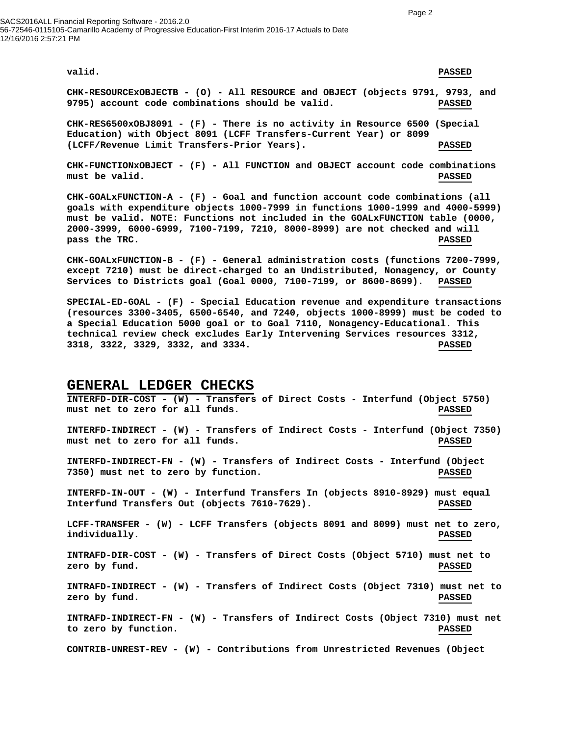valid. **PASSED**

**CHK-RESOURCExOBJECTB - (O) - All RESOURCE and OBJECT (objects 9791, 9793, and 9795) account code combinations should be valid.** **PASSED**

**CHK-RES6500xOBJ8091 - (F) - There is no activity in Resource 6500 (Special Education) with Object 8091 (LCFF Transfers-Current Year) or 8099 (LCFF/Revenue Limit Transfers-Prior Years).** **PASSED**

**CHK-FUNCTIONxOBJECT - (F) - All FUNCTION and OBJECT account code combinations must be valid.** **PASSED**

**CHK-GOALxFUNCTION-A - (F) - Goal and function account code combinations (all goals with expenditure objects 1000-7999 in functions 1000-1999 and 4000-5999) must be valid. NOTE: Functions not included in the GOALxFUNCTION table (0000, 2000-3999, 6000-6999, 7100-7199, 7210, 8000-8999) are not checked and will pass the TRC.** **PASSED**

**CHK-GOALxFUNCTION-B - (F) - General administration costs (functions 7200-7999, except 7210) must be direct-charged to an Undistributed, Nonagency, or County Services to Districts goal (Goal 0000, 7100-7199, or 8600-8699).** **PASSED**

**SPECIAL-ED-GOAL - (F) - Special Education revenue and expenditure transactions (resources 3300-3405, 6500-6540, and 7240, objects 1000-8999) must be coded to a Special Education 5000 goal or to Goal 7110, Nonagency-Educational. This technical review check excludes Early Intervening Services resources 3312, 3318, 3322, 3329, 3332, and 3334.** **PASSED**

## GENERAL LEDGER CHECKS

**INTERFD-DIR-COST - (W) - Transfers of Direct Costs - Interfund (Object 5750) must net to zero for all funds.** **PASSED**

**INTERFD-INDIRECT - (W) - Transfers of Indirect Costs - Interfund (Object 7350) must net to zero for all funds.** **PASSED**

**INTERFD-INDIRECT-FN - (W) - Transfers of Indirect Costs - Interfund (Object 7350) must net to zero by function.** **PASSED**

**INTERFD-IN-OUT - (W) - Interfund Transfers In (objects 8910-8929) must equal Interfund Transfers Out (objects 7610-7629).** **PASSED**

**LCFF-TRANSFER - (W) - LCFF Transfers (objects 8091 and 8099) must net to zero, individually.** **PASSED**

**INTRAFD-DIR-COST - (W) - Transfers of Direct Costs (Object 5710) must net to zero by fund.** **PASSED**

**INTRAFD-INDIRECT - (W) - Transfers of Indirect Costs (Object 7310) must net to zero by fund.** **PASSED**

**INTRAFD-INDIRECT-FN - (W) - Transfers of Indirect Costs (Object 7310) must net to zero by function.** **PASSED**

**CONTRIB-UNREST-REV - (W) - Contributions from Unrestricted Revenues (Object**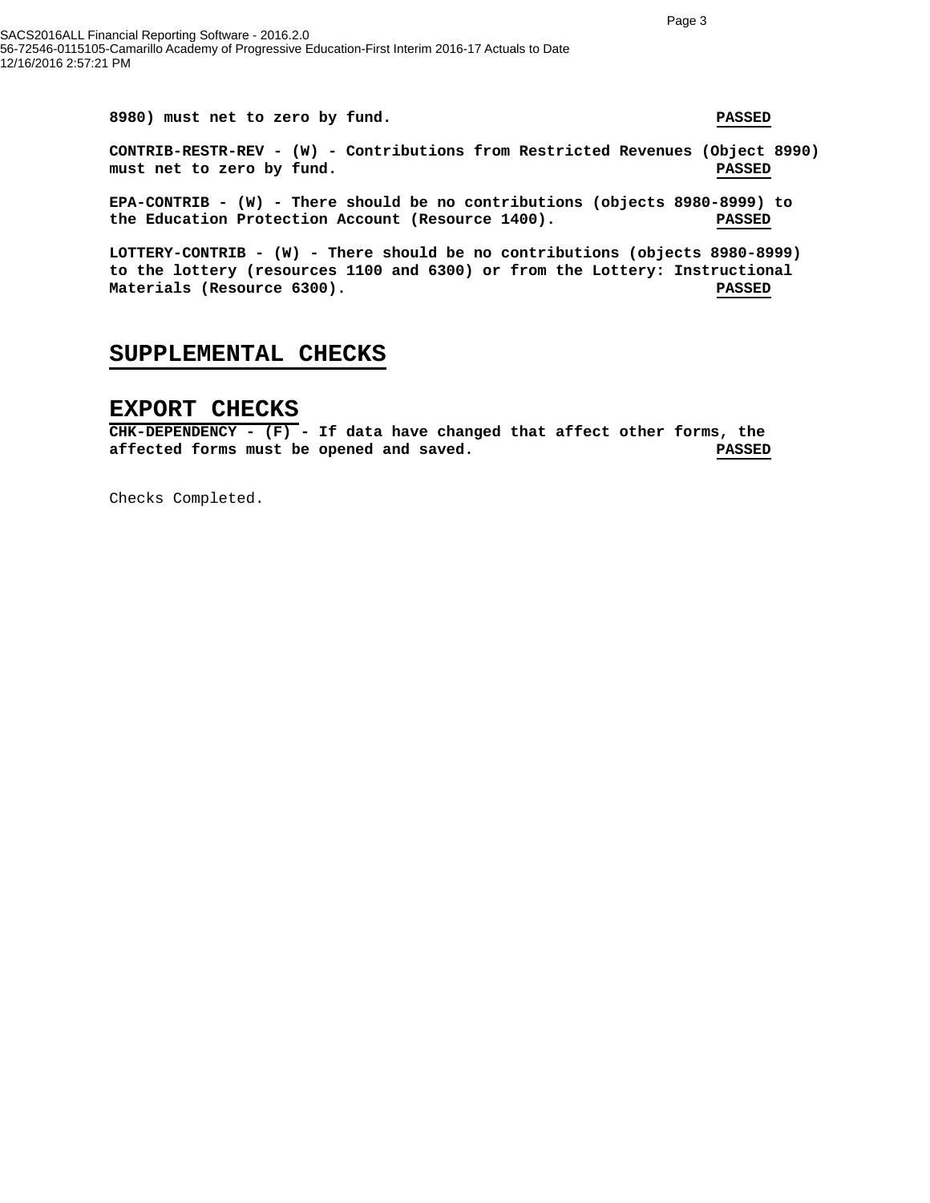**8980) must net to zero by fund.** **PASSED**

**CONTRIB-RESTR-REV - (W) - Contributions from Restricted Revenues (Object 8990) must net to zero by fund.** **PASSED**

**EPA-CONTRIB - (W) - There should be no contributions (objects 8980-8999) to the Education Protection Account (Resource 1400).** **PASSED**

**LOTTERY-CONTRIB - (W) - There should be no contributions (objects 8980-8999) to the lottery (resources 1100 and 6300) or from the Lottery: Instructional Materials (Resource 6300).** **PASSED**

## SUPPLEMENTAL CHECKS

## EXPORT CHECKS

**CHK-DEPENDENCY - (F) - If data have changed that affect other forms, the affected forms must be opened and saved.** **PASSED**

Checks Completed.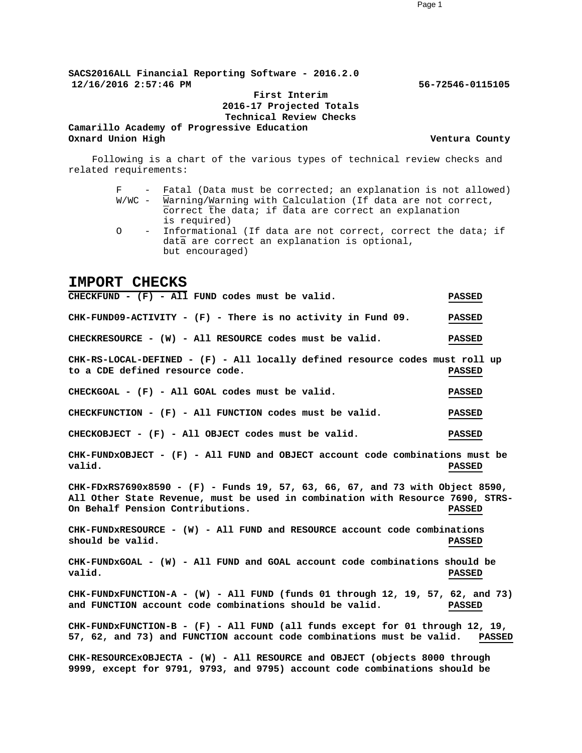**SACS2016ALL Financial Reporting Software - 2016.2.0**
**12/16/2016 2:57:46 PM** **56-72546-0115105**

**First Interim**
**2016-17 Projected Totals**
**Technical Review Checks**

**Camarillo Academy of Progressive Education**
**Oxnard Union High** **Ventura County**

Following is a chart of the various types of technical review checks and related requirements:

F - Fatal (Data must be corrected; an explanation is not allowed)
W/WC - Warning/Warning with Calculation (If data are not correct, correct the data; if data are correct an explanation is required)
O - Informational (If data are not correct, correct the data; if data are correct an explanation is optional, but encouraged)

## IMPORT CHECKS

**CHECKFUND - (F) - All FUND codes must be valid.** **PASSED**

**CHK-FUND09-ACTIVITY - (F) - There is no activity in Fund 09.** **PASSED**

**CHECKRESOURCE - (W) - All RESOURCE codes must be valid.** **PASSED**

**CHK-RS-LOCAL-DEFINED - (F) - All locally defined resource codes must roll up to a CDE defined resource code.** **PASSED**

**CHECKGOAL - (F) - All GOAL codes must be valid.** **PASSED**

**CHECKFUNCTION - (F) - All FUNCTION codes must be valid.** **PASSED**

**CHECKOBJECT - (F) - All OBJECT codes must be valid.** **PASSED**

**CHK-FUNDxOBJECT - (F) - All FUND and OBJECT account code combinations must be valid.** **PASSED**

**CHK-FDxRS7690x8590 - (F) - Funds 19, 57, 63, 66, 67, and 73 with Object 8590, All Other State Revenue, must be used in combination with Resource 7690, STRS-On Behalf Pension Contributions.** **PASSED**

**CHK-FUNDxRESOURCE - (W) - All FUND and RESOURCE account code combinations should be valid.** **PASSED**

**CHK-FUNDxGOAL - (W) - All FUND and GOAL account code combinations should be valid.** **PASSED**

**CHK-FUNDxFUNCTION-A - (W) - All FUND (funds 01 through 12, 19, 57, 62, and 73) and FUNCTION account code combinations should be valid.** **PASSED**

**CHK-FUNDxFUNCTION-B - (F) - All FUND (all funds except for 01 through 12, 19, 57, 62, and 73) and FUNCTION account code combinations must be valid.** **PASSED**

**CHK-RESOURCExOBJECTA - (W) - All RESOURCE and OBJECT (objects 8000 through 9999, except for 9791, 9793, and 9795) account code combinations should be**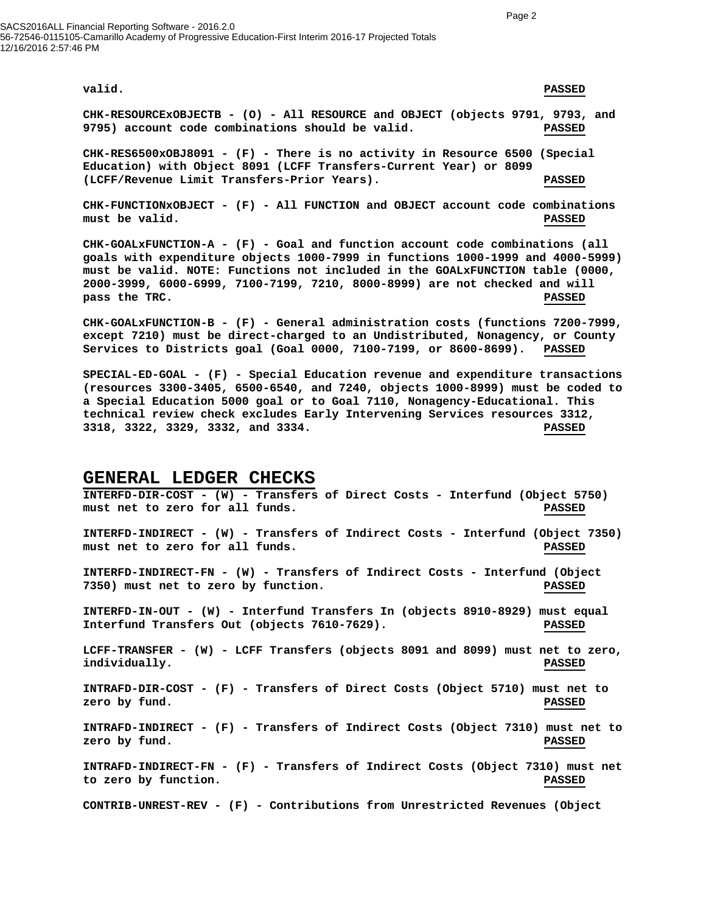valid. **PASSED**

**CHK-RESOURCExOBJECTB - (O) - All RESOURCE and OBJECT (objects 9791, 9793, and 9795) account code combinations should be valid.** **PASSED**

**CHK-RES6500xOBJ8091 - (F) - There is no activity in Resource 6500 (Special Education) with Object 8091 (LCFF Transfers-Current Year) or 8099 (LCFF/Revenue Limit Transfers-Prior Years).** **PASSED**

**CHK-FUNCTIONxOBJECT - (F) - All FUNCTION and OBJECT account code combinations must be valid.** **PASSED**

**CHK-GOALxFUNCTION-A - (F) - Goal and function account code combinations (all goals with expenditure objects 1000-7999 in functions 1000-1999 and 4000-5999) must be valid. NOTE: Functions not included in the GOALxFUNCTION table (0000, 2000-3999, 6000-6999, 7100-7199, 7210, 8000-8999) are not checked and will pass the TRC.** **PASSED**

**CHK-GOALxFUNCTION-B - (F) - General administration costs (functions 7200-7999, except 7210) must be direct-charged to an Undistributed, Nonagency, or County Services to Districts goal (Goal 0000, 7100-7199, or 8600-8699).** **PASSED**

**SPECIAL-ED-GOAL - (F) - Special Education revenue and expenditure transactions (resources 3300-3405, 6500-6540, and 7240, objects 1000-8999) must be coded to a Special Education 5000 goal or to Goal 7110, Nonagency-Educational. This technical review check excludes Early Intervening Services resources 3312, 3318, 3322, 3329, 3332, and 3334.** **PASSED**

## GENERAL LEDGER CHECKS

**INTERFD-DIR-COST - (W) - Transfers of Direct Costs - Interfund (Object 5750) must net to zero for all funds.** **PASSED**

**INTERFD-INDIRECT - (W) - Transfers of Indirect Costs - Interfund (Object 7350) must net to zero for all funds.** **PASSED**

**INTERFD-INDIRECT-FN - (W) - Transfers of Indirect Costs - Interfund (Object 7350) must net to zero by function.** **PASSED**

**INTERFD-IN-OUT - (W) - Interfund Transfers In (objects 8910-8929) must equal Interfund Transfers Out (objects 7610-7629).** **PASSED**

**LCFF-TRANSFER - (W) - LCFF Transfers (objects 8091 and 8099) must net to zero, individually.** **PASSED**

**INTRAFD-DIR-COST - (F) - Transfers of Direct Costs (Object 5710) must net to zero by fund.** **PASSED**

**INTRAFD-INDIRECT - (F) - Transfers of Indirect Costs (Object 7310) must net to zero by fund.** **PASSED**

**INTRAFD-INDIRECT-FN - (F) - Transfers of Indirect Costs (Object 7310) must net to zero by function.** **PASSED**

**CONTRIB-UNREST-REV - (F) - Contributions from Unrestricted Revenues (Object**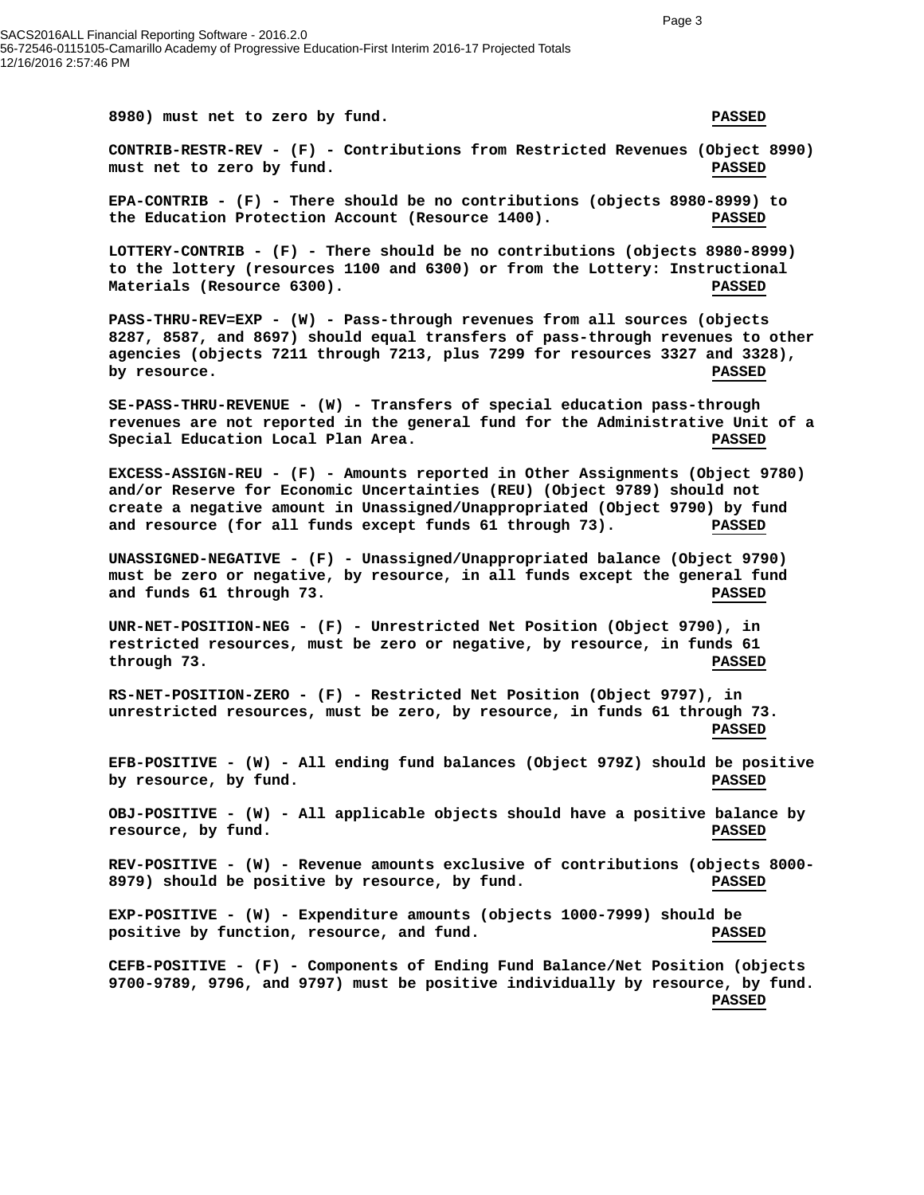**8980) must net to zero by fund.** **PASSED**

**CONTRIB-RESTR-REV - (F) - Contributions from Restricted Revenues (Object 8990) must net to zero by fund.** **PASSED**

**EPA-CONTRIB - (F) - There should be no contributions (objects 8980-8999) to the Education Protection Account (Resource 1400).** **PASSED**

**LOTTERY-CONTRIB - (F) - There should be no contributions (objects 8980-8999) to the lottery (resources 1100 and 6300) or from the Lottery: Instructional Materials (Resource 6300).** **PASSED**

**PASS-THRU-REV=EXP - (W) - Pass-through revenues from all sources (objects 8287, 8587, and 8697) should equal transfers of pass-through revenues to other agencies (objects 7211 through 7213, plus 7299 for resources 3327 and 3328), by resource.** **PASSED**

**SE-PASS-THRU-REVENUE - (W) - Transfers of special education pass-through revenues are not reported in the general fund for the Administrative Unit of a Special Education Local Plan Area.** **PASSED**

**EXCESS-ASSIGN-REU - (F) - Amounts reported in Other Assignments (Object 9780) and/or Reserve for Economic Uncertainties (REU) (Object 9789) should not create a negative amount in Unassigned/Unappropriated (Object 9790) by fund and resource (for all funds except funds 61 through 73).** **PASSED**

**UNASSIGNED-NEGATIVE - (F) - Unassigned/Unappropriated balance (Object 9790) must be zero or negative, by resource, in all funds except the general fund and funds 61 through 73.** **PASSED**

**UNR-NET-POSITION-NEG - (F) - Unrestricted Net Position (Object 9790), in restricted resources, must be zero or negative, by resource, in funds 61 through 73.** **PASSED**

**RS-NET-POSITION-ZERO - (F) - Restricted Net Position (Object 9797), in unrestricted resources, must be zero, by resource, in funds 61 through 73.** **PASSED**

**EFB-POSITIVE - (W) - All ending fund balances (Object 979Z) should be positive by resource, by fund.** **PASSED**

**OBJ-POSITIVE - (W) - All applicable objects should have a positive balance by resource, by fund.** **PASSED**

**REV-POSITIVE - (W) - Revenue amounts exclusive of contributions (objects 8000-8979) should be positive by resource, by fund.** **PASSED**

**EXP-POSITIVE - (W) - Expenditure amounts (objects 1000-7999) should be positive by function, resource, and fund.** **PASSED**

**CEFB-POSITIVE - (F) - Components of Ending Fund Balance/Net Position (objects 9700-9789, 9796, and 9797) must be positive individually by resource, by fund.** **PASSED**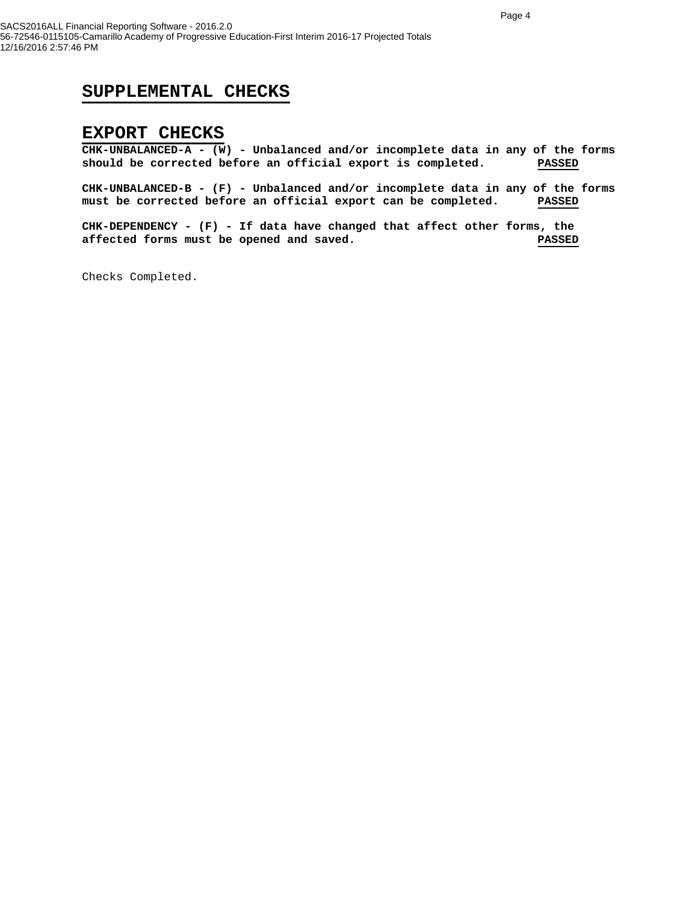# SUPPLEMENTAL CHECKS

## EXPORT CHECKS

**CHK-UNBALANCED-A - (W) - Unbalanced and/or incomplete data in any of the forms should be corrected before an official export is completed.** **PASSED**

**CHK-UNBALANCED-B - (F) - Unbalanced and/or incomplete data in any of the forms must be corrected before an official export can be completed.** **PASSED**

**CHK-DEPENDENCY - (F) - If data have changed that affect other forms, the affected forms must be opened and saved.** **PASSED**

Checks Completed.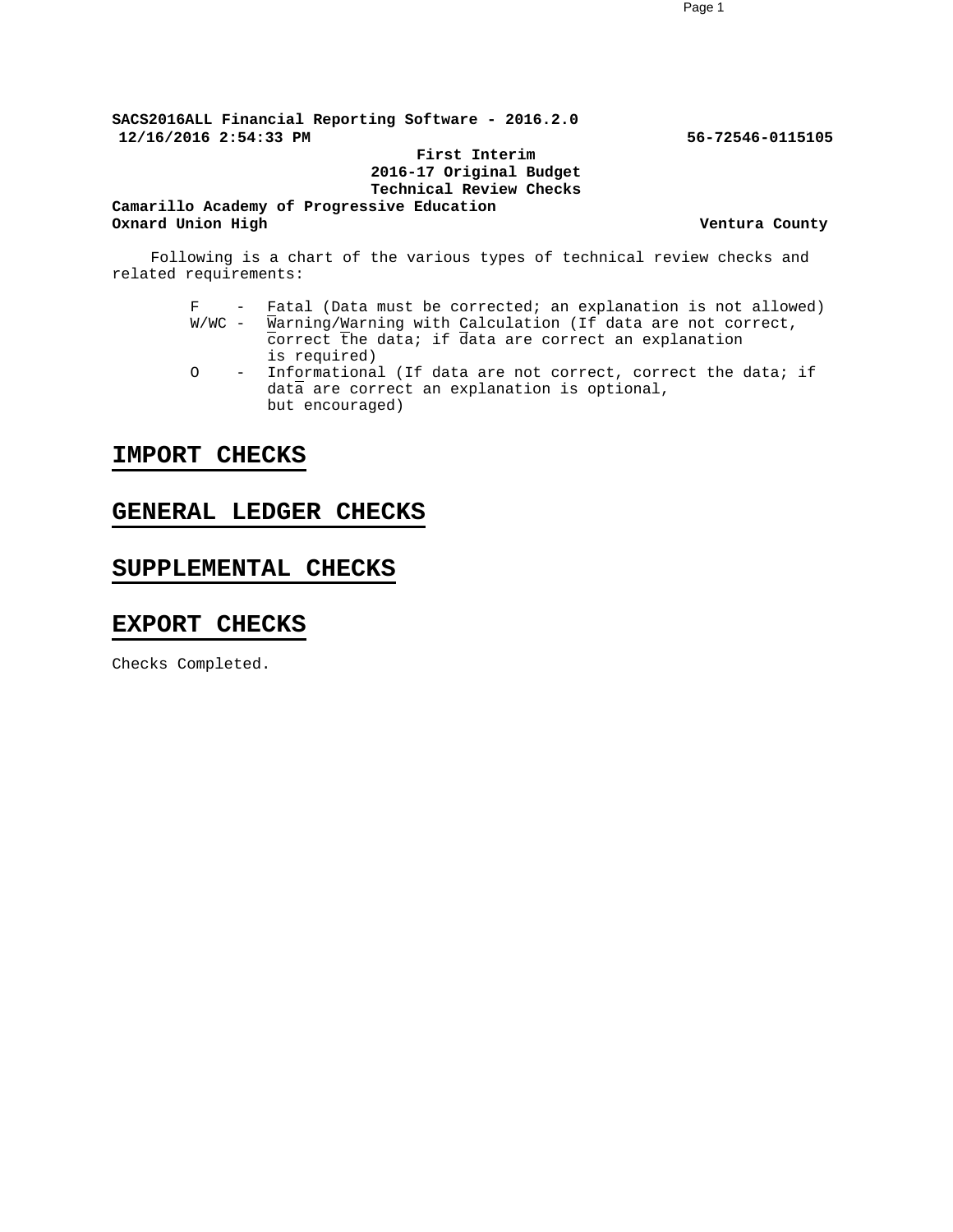**SACS2016ALL Financial Reporting Software - 2016.2.0**
**12/16/2016 2:54:33 PM** **56-72546-0115105**

**First Interim**
**2016-17 Original Budget**
**Technical Review Checks**

**Camarillo Academy of Progressive Education**
**Oxnard Union High** **Ventura County**

Following is a chart of the various types of technical review checks and related requirements:

- F - Fatal (Data must be corrected; an explanation is not allowed)
- W/WC - Warning/Warning with Calculation (If data are not correct, correct the data; if data are correct an explanation is required)
- O - Informational (If data are not correct, correct the data; if data are correct an explanation is optional, but encouraged)

## IMPORT CHECKS

## GENERAL LEDGER CHECKS

## SUPPLEMENTAL CHECKS

## EXPORT CHECKS

Checks Completed.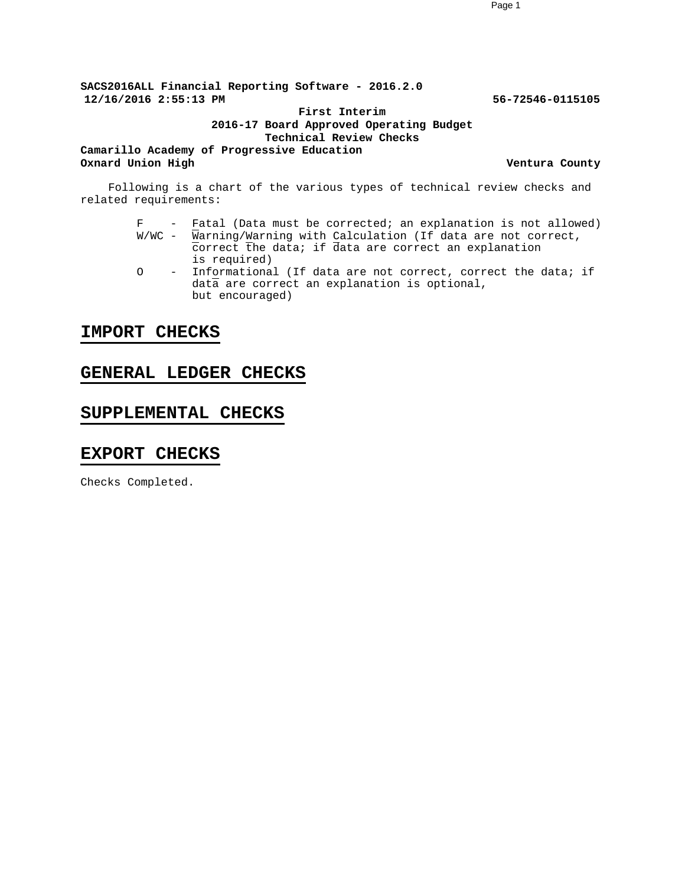**SACS2016ALL Financial Reporting Software - 2016.2.0**
**12/16/2016 2:55:13 PM** **56-72546-0115105**

**First Interim**
**2016-17 Board Approved Operating Budget**
**Technical Review Checks**

**Camarillo Academy of Progressive Education**
**Oxnard Union High** **Ventura County**

Following is a chart of the various types of technical review checks and related requirements:

- F - Fatal (Data must be corrected; an explanation is not allowed)
- W/WC - Warning/Warning with Calculation (If data are not correct, correct the data; if data are correct an explanation is required)
- O - Informational (If data are not correct, correct the data; if data are correct an explanation is optional, but encouraged)

## IMPORT CHECKS

## GENERAL LEDGER CHECKS

## SUPPLEMENTAL CHECKS

## EXPORT CHECKS

Checks Completed.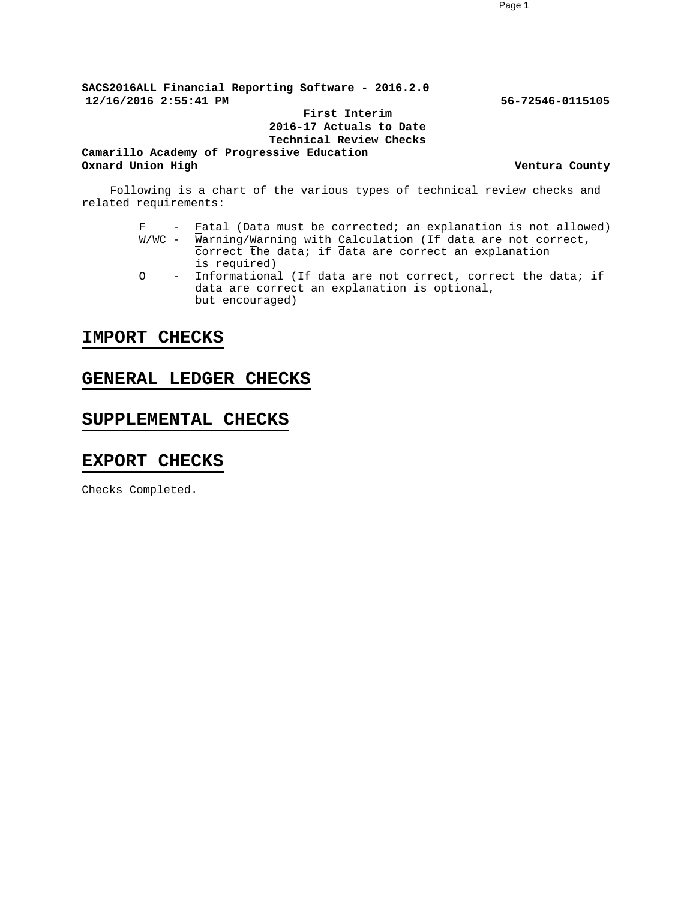**SACS2016ALL Financial Reporting Software - 2016.2.0**
**12/16/2016 2:55:41 PM** **56-72546-0115105**

**First Interim**
**2016-17 Actuals to Date**
**Technical Review Checks**

**Camarillo Academy of Progressive Education**
**Oxnard Union High** **Ventura County**

Following is a chart of the various types of technical review checks and related requirements:

- F - Fatal (Data must be corrected; an explanation is not allowed)
- W/WC - Warning/Warning with Calculation (If data are not correct, correct the data; if data are correct an explanation is required)
- O - Informational (If data are not correct, correct the data; if data are correct an explanation is optional, but encouraged)

## IMPORT CHECKS

## GENERAL LEDGER CHECKS

## SUPPLEMENTAL CHECKS

## EXPORT CHECKS

Checks Completed.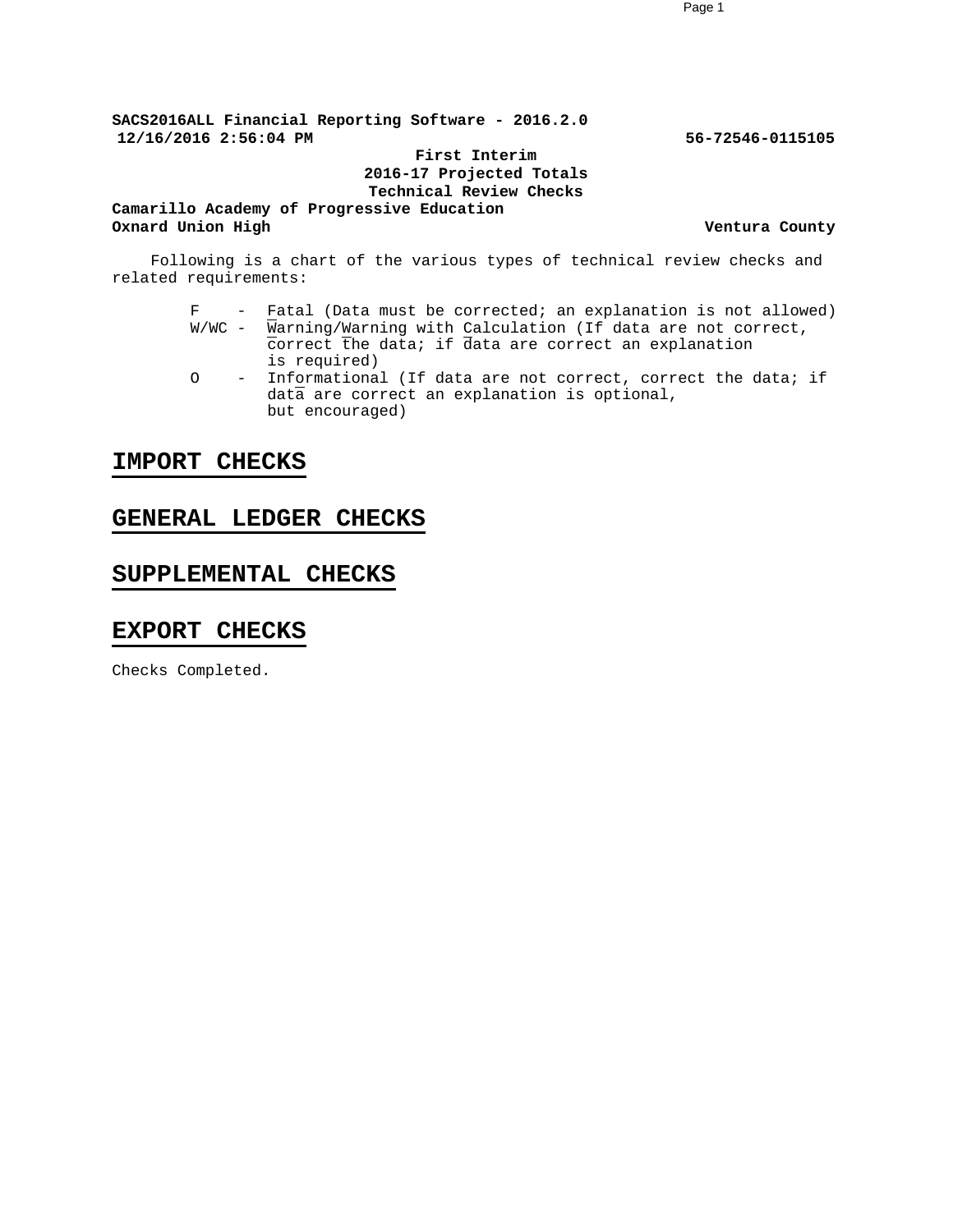**SACS2016ALL Financial Reporting Software - 2016.2.0**
**12/16/2016 2:56:04 PM** **56-72546-0115105**

**First Interim**
**2016-17 Projected Totals**
**Technical Review Checks**

**Camarillo Academy of Progressive Education**
**Oxnard Union High** **Ventura County**

Following is a chart of the various types of technical review checks and related requirements:

- F - Fatal (Data must be corrected; an explanation is not allowed)
- W/WC - Warning/Warning with Calculation (If data are not correct, correct the data; if data are correct an explanation is required)
- O - Informational (If data are not correct, correct the data; if data are correct an explanation is optional, but encouraged)

## IMPORT CHECKS

## GENERAL LEDGER CHECKS

## SUPPLEMENTAL CHECKS

## EXPORT CHECKS

Checks Completed.